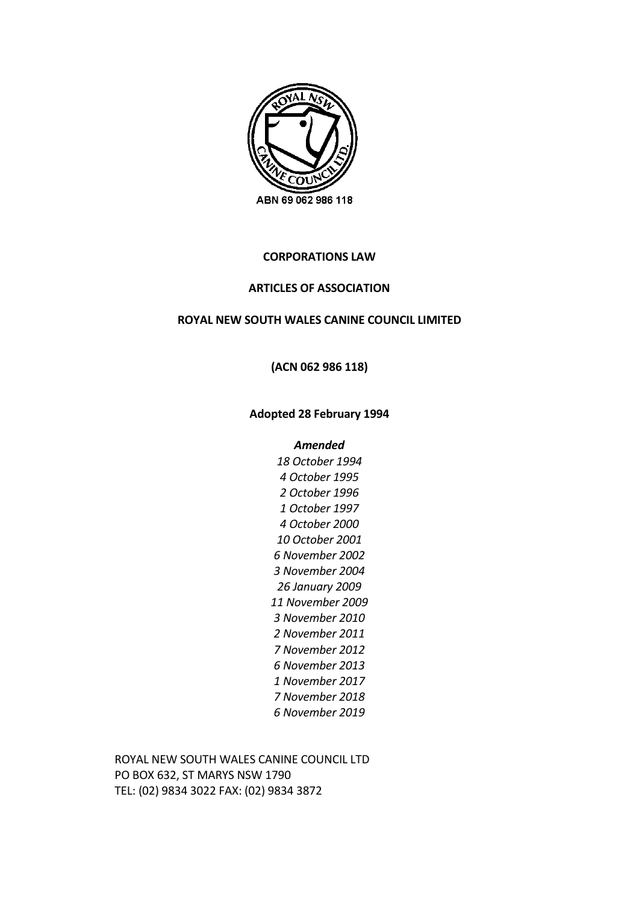ABN 69 062 986 118

**CORPORATIONS LAW**

**ARTICLES OF ASSOCIATION**

**ROYAL NEW SOUTH WALES CANINE COUNCIL LIMITED**

**(ACN 062 986 118)**

**Adopted 28 February 1994**

***Amended***

*18 October 1994*
*4 October 1995*
*2 October 1996*
*1 October 1997*
*4 October 2000*
*10 October 2001*
*6 November 2002*
*3 November 2004*
*26 January 2009*
*11 November 2009*
*3 November 2010*
*2 November 2011*
*7 November 2012*
*6 November 2013*
*1 November 2017*
*7 November 2018*
*6 November 2019*

ROYAL NEW SOUTH WALES CANINE COUNCIL LTD
PO BOX 632, ST MARYS NSW 1790
TEL: (02) 9834 3022 FAX: (02) 9834 3872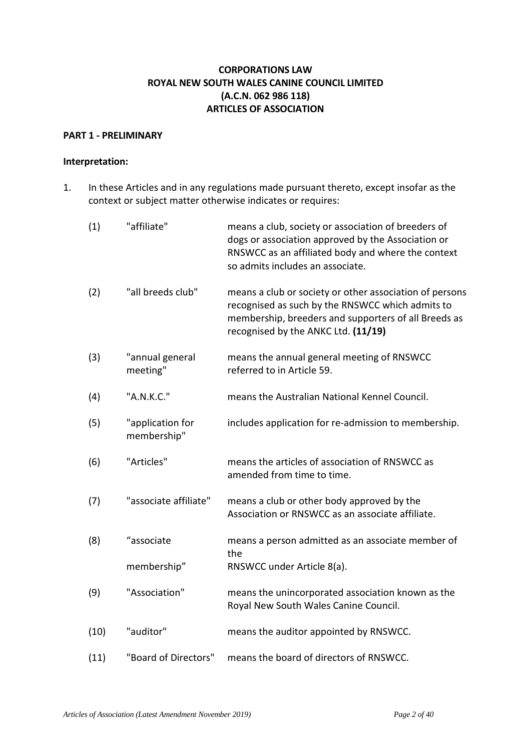**CORPORATIONS LAW**
**ROYAL NEW SOUTH WALES CANINE COUNCIL LIMITED**
**(A.C.N. 062 986 118)**
**ARTICLES OF ASSOCIATION**

## PART 1 - PRELIMINARY

### Interpretation:

1. In these Articles and in any regulations made pursuant thereto, except insofar as the context or subject matter otherwise indicates or requires:

| | | |
|---|---|---|
| (1) | "affiliate" | means a club, society or association of breeders of dogs or association approved by the Association or RNSWCC as an affiliated body and where the context so admits includes an associate. |
| (2) | "all breeds club" | means a club or society or other association of persons recognised as such by the RNSWCC which admits to membership, breeders and supporters of all Breeds as recognised by the ANKC Ltd. **(11/19)** |
| (3) | "annual general meeting" | means the annual general meeting of RNSWCC referred to in Article 59. |
| (4) | "A.N.K.C." | means the Australian National Kennel Council. |
| (5) | "application for membership" | includes application for re-admission to membership. |
| (6) | "Articles" | means the articles of association of RNSWCC as amended from time to time. |
| (7) | "associate affiliate" | means a club or other body approved by the Association or RNSWCC as an associate affiliate. |
| (8) | "associate membership" | means a person admitted as an associate member of the RNSWCC under Article 8(a). |
| (9) | "Association" | means the unincorporated association known as the Royal New South Wales Canine Council. |
| (10) | "auditor" | means the auditor appointed by RNSWCC. |
| (11) | "Board of Directors" | means the board of directors of RNSWCC. |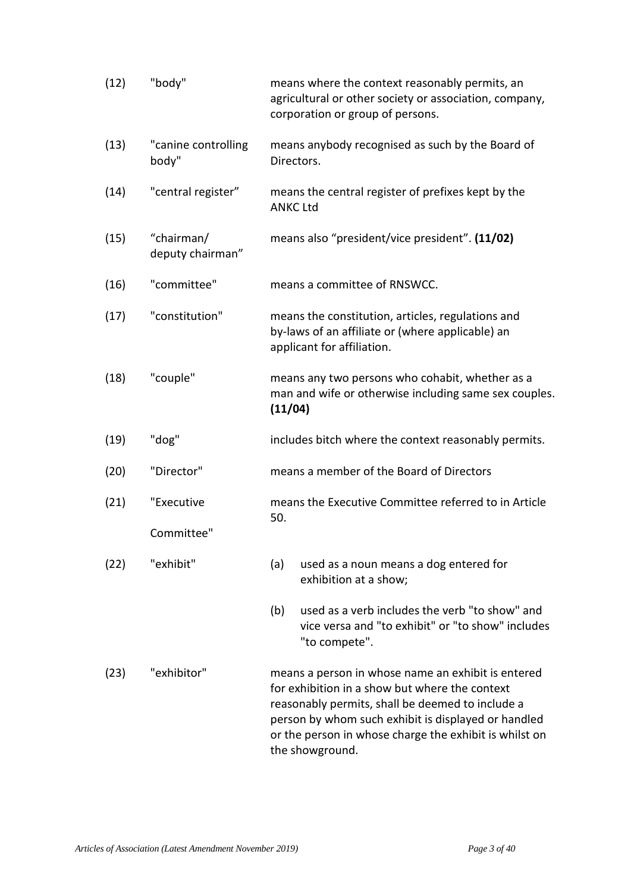| | | |
|---|---|---|
| (12) | "body" | means where the context reasonably permits, an agricultural or other society or association, company, corporation or group of persons. |
| (13) | "canine controlling body" | means anybody recognised as such by the Board of Directors. |
| (14) | "central register" | means the central register of prefixes kept by the ANKC Ltd |
| (15) | "chairman/ deputy chairman" | means also "president/vice president". **(11/02)** |
| (16) | "committee" | means a committee of RNSWCC. |
| (17) | "constitution" | means the constitution, articles, regulations and by-laws of an affiliate or (where applicable) an applicant for affiliation. |
| (18) | "couple" | means any two persons who cohabit, whether as a man and wife or otherwise including same sex couples. **(11/04)** |
| (19) | "dog" | includes bitch where the context reasonably permits. |
| (20) | "Director" | means a member of the Board of Directors |
| (21) | "Executive Committee" | means the Executive Committee referred to in Article 50. |
| (22) | "exhibit" | (a) used as a noun means a dog entered for exhibition at a show;<br>(b) used as a verb includes the verb "to show" and vice versa and "to exhibit" or "to show" includes "to compete". |
| (23) | "exhibitor" | means a person in whose name an exhibit is entered for exhibition in a show but where the context reasonably permits, shall be deemed to include a person by whom such exhibit is displayed or handled or the person in whose charge the exhibit is whilst on the showground. |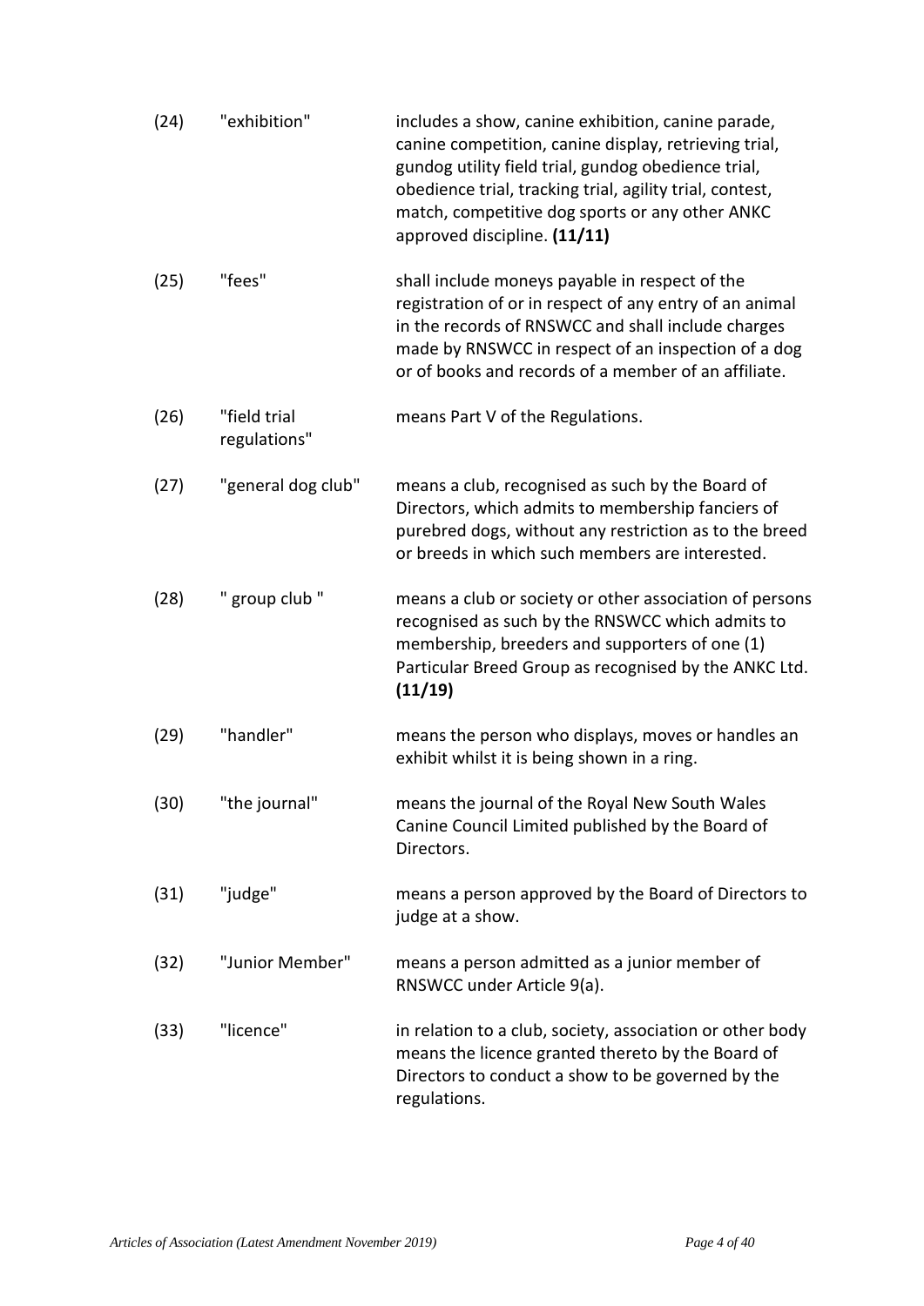| | | |
|---|---|---|
| (24) | "exhibition" | includes a show, canine exhibition, canine parade, canine competition, canine display, retrieving trial, gundog utility field trial, gundog obedience trial, obedience trial, tracking trial, agility trial, contest, match, competitive dog sports or any other ANKC approved discipline. **(11/11)** |
| (25) | "fees" | shall include moneys payable in respect of the registration of or in respect of any entry of an animal in the records of RNSWCC and shall include charges made by RNSWCC in respect of an inspection of a dog or of books and records of a member of an affiliate. |
| (26) | "field trial regulations" | means Part V of the Regulations. |
| (27) | "general dog club" | means a club, recognised as such by the Board of Directors, which admits to membership fanciers of purebred dogs, without any restriction as to the breed or breeds in which such members are interested. |
| (28) | " group club " | means a club or society or other association of persons recognised as such by the RNSWCC which admits to membership, breeders and supporters of one (1) Particular Breed Group as recognised by the ANKC Ltd. **(11/19)** |
| (29) | "handler" | means the person who displays, moves or handles an exhibit whilst it is being shown in a ring. |
| (30) | "the journal" | means the journal of the Royal New South Wales Canine Council Limited published by the Board of Directors. |
| (31) | "judge" | means a person approved by the Board of Directors to judge at a show. |
| (32) | "Junior Member" | means a person admitted as a junior member of RNSWCC under Article 9(a). |
| (33) | "licence" | in relation to a club, society, association or other body means the licence granted thereto by the Board of Directors to conduct a show to be governed by the regulations. |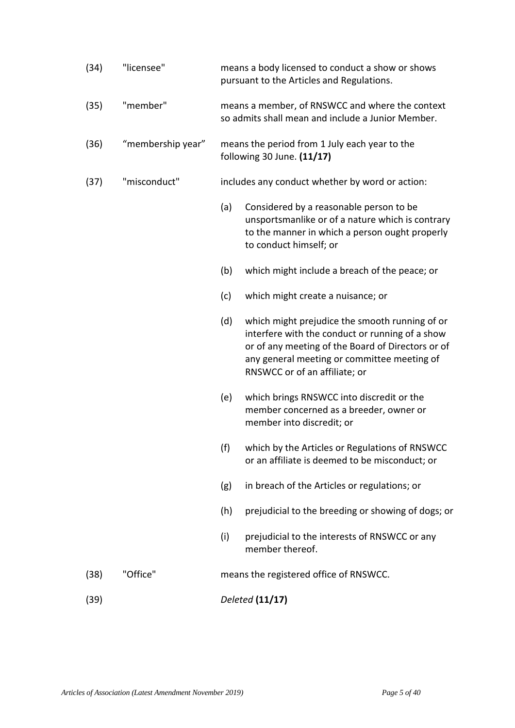(34) "licensee" means a body licensed to conduct a show or shows pursuant to the Articles and Regulations.

(35) "member" means a member, of RNSWCC and where the context so admits shall mean and include a Junior Member.

(36) "membership year" means the period from 1 July each year to the following 30 June. **(11/17)**

(37) "misconduct" includes any conduct whether by word or action:

- (a) Considered by a reasonable person to be unsportsmanlike or of a nature which is contrary to the manner in which a person ought properly to conduct himself; or
- (b) which might include a breach of the peace; or
- (c) which might create a nuisance; or
- (d) which might prejudice the smooth running of or interfere with the conduct or running of a show or of any meeting of the Board of Directors or of any general meeting or committee meeting of RNSWCC or of an affiliate; or
- (e) which brings RNSWCC into discredit or the member concerned as a breeder, owner or member into discredit; or
- (f) which by the Articles or Regulations of RNSWCC or an affiliate is deemed to be misconduct; or
- (g) in breach of the Articles or regulations; or
- (h) prejudicial to the breeding or showing of dogs; or
- (i) prejudicial to the interests of RNSWCC or any member thereof.

(38) "Office" means the registered office of RNSWCC.

(39) *Deleted* **(11/17)**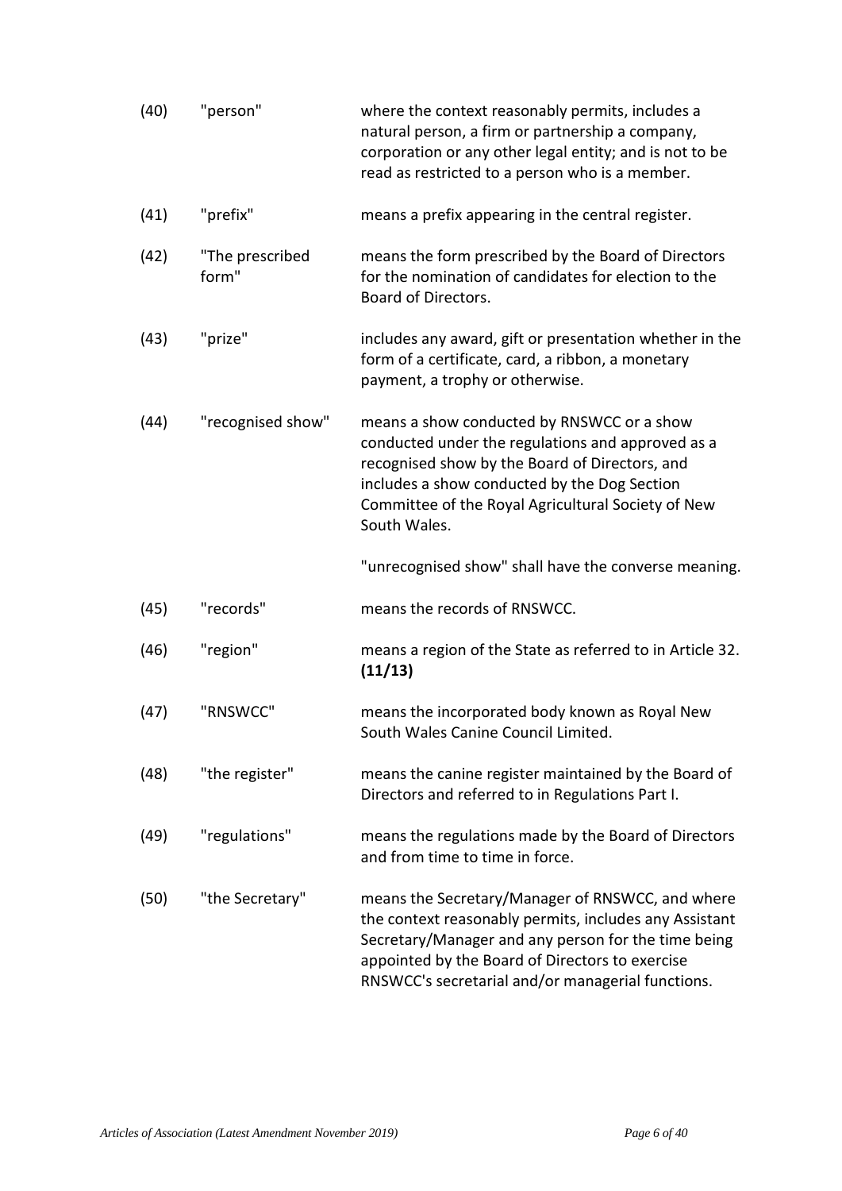| | | |
|---|---|---|
| (40) | "person" | where the context reasonably permits, includes a natural person, a firm or partnership a company, corporation or any other legal entity; and is not to be read as restricted to a person who is a member. |
| (41) | "prefix" | means a prefix appearing in the central register. |
| (42) | "The prescribed form" | means the form prescribed by the Board of Directors for the nomination of candidates for election to the Board of Directors. |
| (43) | "prize" | includes any award, gift or presentation whether in the form of a certificate, card, a ribbon, a monetary payment, a trophy or otherwise. |
| (44) | "recognised show" | means a show conducted by RNSWCC or a show conducted under the regulations and approved as a recognised show by the Board of Directors, and includes a show conducted by the Dog Section Committee of the Royal Agricultural Society of New South Wales.<br><br>"unrecognised show" shall have the converse meaning. |
| (45) | "records" | means the records of RNSWCC. |
| (46) | "region" | means a region of the State as referred to in Article 32. **(11/13)** |
| (47) | "RNSWCC" | means the incorporated body known as Royal New South Wales Canine Council Limited. |
| (48) | "the register" | means the canine register maintained by the Board of Directors and referred to in Regulations Part I. |
| (49) | "regulations" | means the regulations made by the Board of Directors and from time to time in force. |
| (50) | "the Secretary" | means the Secretary/Manager of RNSWCC, and where the context reasonably permits, includes any Assistant Secretary/Manager and any person for the time being appointed by the Board of Directors to exercise RNSWCC's secretarial and/or managerial functions. |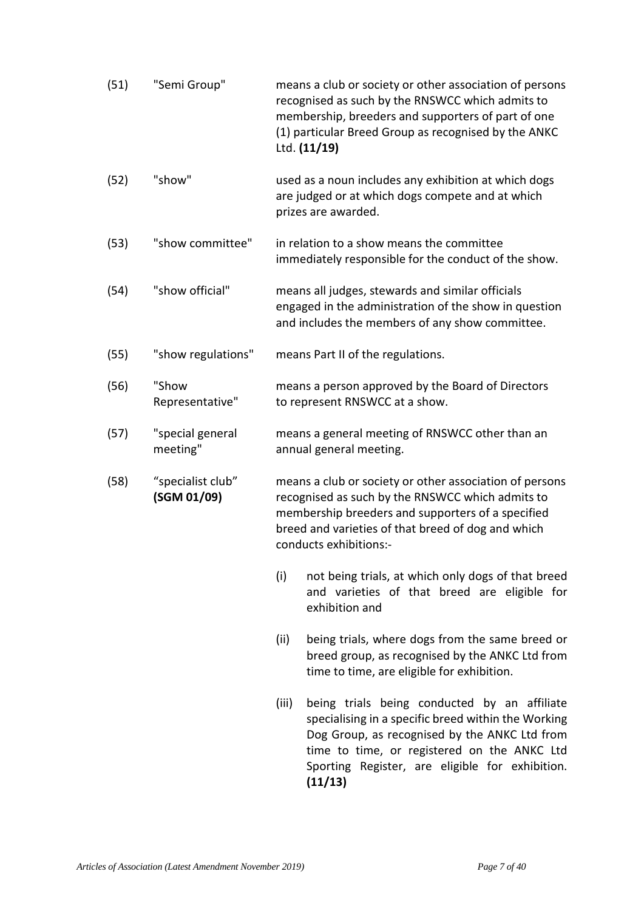(51) "Semi Group" means a club or society or other association of persons recognised as such by the RNSWCC which admits to membership, breeders and supporters of part of one (1) particular Breed Group as recognised by the ANKC Ltd. **(11/19)**

(52) "show" used as a noun includes any exhibition at which dogs are judged or at which dogs compete and at which prizes are awarded.

(53) "show committee" in relation to a show means the committee immediately responsible for the conduct of the show.

(54) "show official" means all judges, stewards and similar officials engaged in the administration of the show in question and includes the members of any show committee.

(55) "show regulations" means Part II of the regulations.

(56) "Show Representative" means a person approved by the Board of Directors to represent RNSWCC at a show.

(57) "special general meeting" means a general meeting of RNSWCC other than an annual general meeting.

(58) "specialist club" **(SGM 01/09)** means a club or society or other association of persons recognised as such by the RNSWCC which admits to membership breeders and supporters of a specified breed and varieties of that breed of dog and which conducts exhibitions:-

- (i) not being trials, at which only dogs of that breed and varieties of that breed are eligible for exhibition and
- (ii) being trials, where dogs from the same breed or breed group, as recognised by the ANKC Ltd from time to time, are eligible for exhibition.
- (iii) being trials being conducted by an affiliate specialising in a specific breed within the Working Dog Group, as recognised by the ANKC Ltd from time to time, or registered on the ANKC Ltd Sporting Register, are eligible for exhibition. **(11/13)**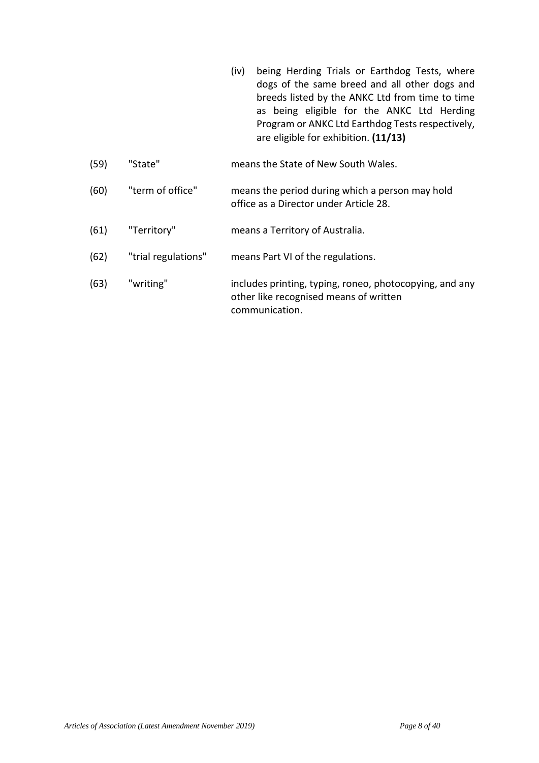(iv) being Herding Trials or Earthdog Tests, where dogs of the same breed and all other dogs and breeds listed by the ANKC Ltd from time to time as being eligible for the ANKC Ltd Herding Program or ANKC Ltd Earthdog Tests respectively, are eligible for exhibition. **(11/13)**

(59) "State" means the State of New South Wales.

(60) "term of office" means the period during which a person may hold office as a Director under Article 28.

(61) "Territory" means a Territory of Australia.

(62) "trial regulations" means Part VI of the regulations.

(63) "writing" includes printing, typing, roneo, photocopying, and any other like recognised means of written communication.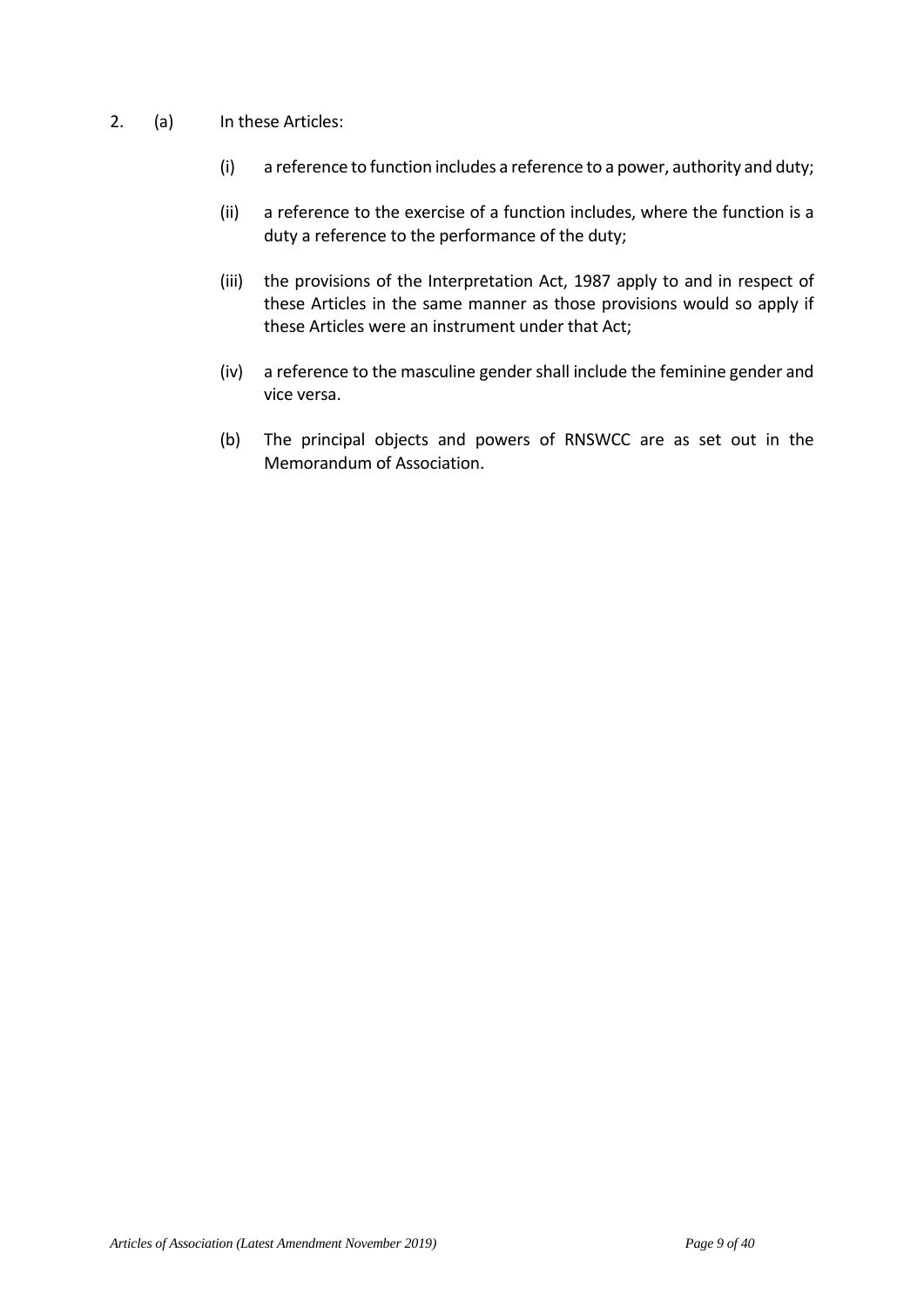2. (a) In these Articles:

   (i) a reference to function includes a reference to a power, authority and duty;

   (ii) a reference to the exercise of a function includes, where the function is a duty a reference to the performance of the duty;

   (iii) the provisions of the Interpretation Act, 1987 apply to and in respect of these Articles in the same manner as those provisions would so apply if these Articles were an instrument under that Act;

   (iv) a reference to the masculine gender shall include the feminine gender and vice versa.

   (b) The principal objects and powers of RNSWCC are as set out in the Memorandum of Association.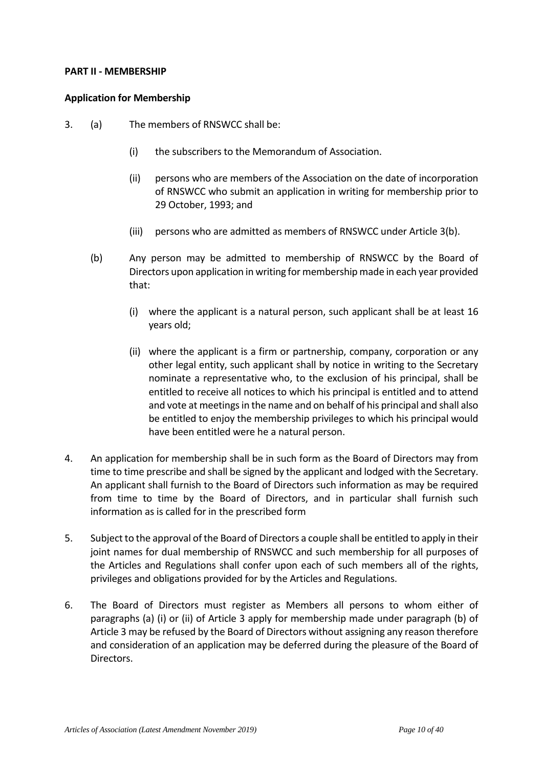**PART II - MEMBERSHIP**

**Application for Membership**

3. (a) The members of RNSWCC shall be:

    (i) the subscribers to the Memorandum of Association.

    (ii) persons who are members of the Association on the date of incorporation of RNSWCC who submit an application in writing for membership prior to 29 October, 1993; and

    (iii) persons who are admitted as members of RNSWCC under Article 3(b).

   (b) Any person may be admitted to membership of RNSWCC by the Board of Directors upon application in writing for membership made in each year provided that:

    (i) where the applicant is a natural person, such applicant shall be at least 16 years old;

    (ii) where the applicant is a firm or partnership, company, corporation or any other legal entity, such applicant shall by notice in writing to the Secretary nominate a representative who, to the exclusion of his principal, shall be entitled to receive all notices to which his principal is entitled and to attend and vote at meetings in the name and on behalf of his principal and shall also be entitled to enjoy the membership privileges to which his principal would have been entitled were he a natural person.

4. An application for membership shall be in such form as the Board of Directors may from time to time prescribe and shall be signed by the applicant and lodged with the Secretary. An applicant shall furnish to the Board of Directors such information as may be required from time to time by the Board of Directors, and in particular shall furnish such information as is called for in the prescribed form

5. Subject to the approval of the Board of Directors a couple shall be entitled to apply in their joint names for dual membership of RNSWCC and such membership for all purposes of the Articles and Regulations shall confer upon each of such members all of the rights, privileges and obligations provided for by the Articles and Regulations.

6. The Board of Directors must register as Members all persons to whom either of paragraphs (a) (i) or (ii) of Article 3 apply for membership made under paragraph (b) of Article 3 may be refused by the Board of Directors without assigning any reason therefore and consideration of an application may be deferred during the pleasure of the Board of Directors.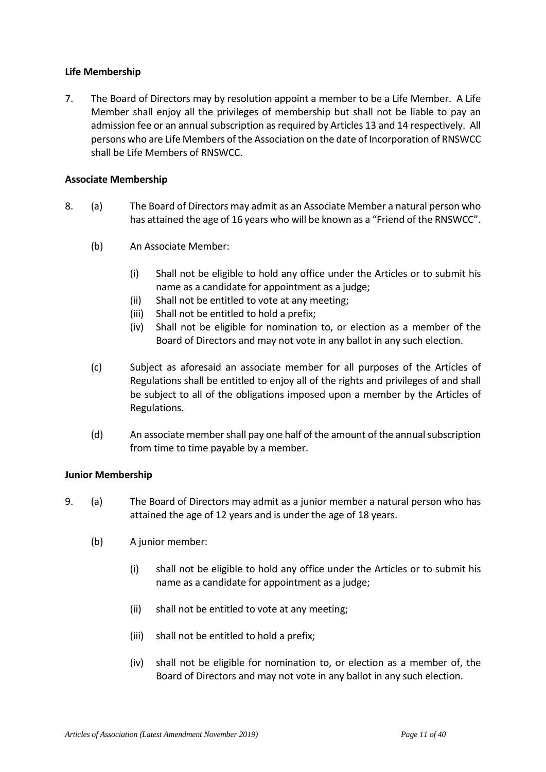**Life Membership**

7. The Board of Directors may by resolution appoint a member to be a Life Member. A Life Member shall enjoy all the privileges of membership but shall not be liable to pay an admission fee or an annual subscription as required by Articles 13 and 14 respectively. All persons who are Life Members of the Association on the date of Incorporation of RNSWCC shall be Life Members of RNSWCC.

**Associate Membership**

8. (a) The Board of Directors may admit as an Associate Member a natural person who has attained the age of 16 years who will be known as a "Friend of the RNSWCC".

   (b) An Associate Member:

      (i) Shall not be eligible to hold any office under the Articles or to submit his name as a candidate for appointment as a judge;
      (ii) Shall not be entitled to vote at any meeting;
      (iii) Shall not be entitled to hold a prefix;
      (iv) Shall not be eligible for nomination to, or election as a member of the Board of Directors and may not vote in any ballot in any such election.

   (c) Subject as aforesaid an associate member for all purposes of the Articles of Regulations shall be entitled to enjoy all of the rights and privileges of and shall be subject to all of the obligations imposed upon a member by the Articles of Regulations.

   (d) An associate member shall pay one half of the amount of the annual subscription from time to time payable by a member.

**Junior Membership**

9. (a) The Board of Directors may admit as a junior member a natural person who has attained the age of 12 years and is under the age of 18 years.

   (b) A junior member:

      (i) shall not be eligible to hold any office under the Articles or to submit his name as a candidate for appointment as a judge;

      (ii) shall not be entitled to vote at any meeting;

      (iii) shall not be entitled to hold a prefix;

      (iv) shall not be eligible for nomination to, or election as a member of, the Board of Directors and may not vote in any ballot in any such election.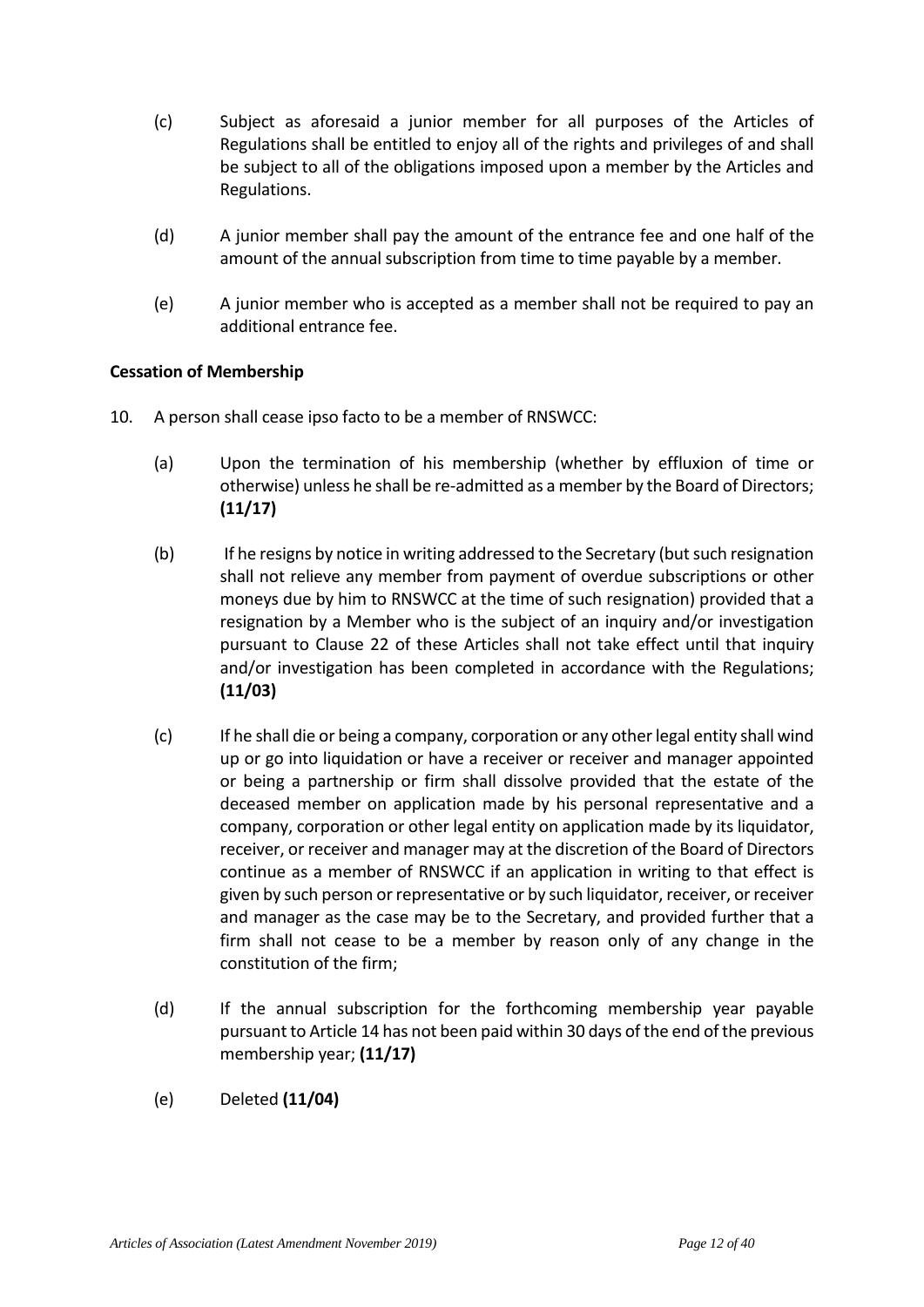(c) Subject as aforesaid a junior member for all purposes of the Articles of Regulations shall be entitled to enjoy all of the rights and privileges of and shall be subject to all of the obligations imposed upon a member by the Articles and Regulations.

(d) A junior member shall pay the amount of the entrance fee and one half of the amount of the annual subscription from time to time payable by a member.

(e) A junior member who is accepted as a member shall not be required to pay an additional entrance fee.

**Cessation of Membership**

10. A person shall cease ipso facto to be a member of RNSWCC:

(a) Upon the termination of his membership (whether by effluxion of time or otherwise) unless he shall be re-admitted as a member by the Board of Directors; **(11/17)**

(b) If he resigns by notice in writing addressed to the Secretary (but such resignation shall not relieve any member from payment of overdue subscriptions or other moneys due by him to RNSWCC at the time of such resignation) provided that a resignation by a Member who is the subject of an inquiry and/or investigation pursuant to Clause 22 of these Articles shall not take effect until that inquiry and/or investigation has been completed in accordance with the Regulations; **(11/03)**

(c) If he shall die or being a company, corporation or any other legal entity shall wind up or go into liquidation or have a receiver or receiver and manager appointed or being a partnership or firm shall dissolve provided that the estate of the deceased member on application made by his personal representative and a company, corporation or other legal entity on application made by its liquidator, receiver, or receiver and manager may at the discretion of the Board of Directors continue as a member of RNSWCC if an application in writing to that effect is given by such person or representative or by such liquidator, receiver, or receiver and manager as the case may be to the Secretary, and provided further that a firm shall not cease to be a member by reason only of any change in the constitution of the firm;

(d) If the annual subscription for the forthcoming membership year payable pursuant to Article 14 has not been paid within 30 days of the end of the previous membership year; **(11/17)**

(e) Deleted **(11/04)**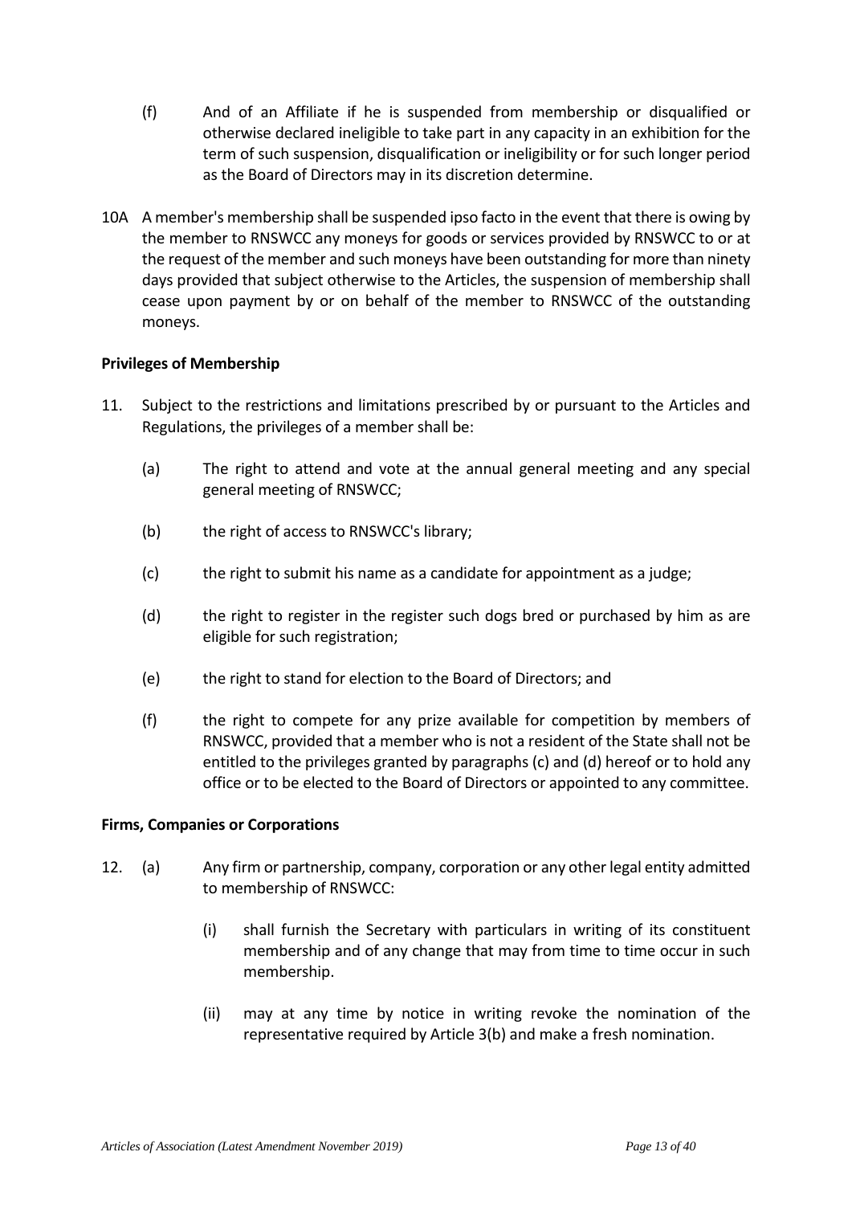(f) And of an Affiliate if he is suspended from membership or disqualified or otherwise declared ineligible to take part in any capacity in an exhibition for the term of such suspension, disqualification or ineligibility or for such longer period as the Board of Directors may in its discretion determine.

10A A member's membership shall be suspended ipso facto in the event that there is owing by the member to RNSWCC any moneys for goods or services provided by RNSWCC to or at the request of the member and such moneys have been outstanding for more than ninety days provided that subject otherwise to the Articles, the suspension of membership shall cease upon payment by or on behalf of the member to RNSWCC of the outstanding moneys.

**Privileges of Membership**

11. Subject to the restrictions and limitations prescribed by or pursuant to the Articles and Regulations, the privileges of a member shall be:

    (a) The right to attend and vote at the annual general meeting and any special general meeting of RNSWCC;

    (b) the right of access to RNSWCC's library;

    (c) the right to submit his name as a candidate for appointment as a judge;

    (d) the right to register in the register such dogs bred or purchased by him as are eligible for such registration;

    (e) the right to stand for election to the Board of Directors; and

    (f) the right to compete for any prize available for competition by members of RNSWCC, provided that a member who is not a resident of the State shall not be entitled to the privileges granted by paragraphs (c) and (d) hereof or to hold any office or to be elected to the Board of Directors or appointed to any committee.

**Firms, Companies or Corporations**

12. (a) Any firm or partnership, company, corporation or any other legal entity admitted to membership of RNSWCC:

        (i) shall furnish the Secretary with particulars in writing of its constituent membership and of any change that may from time to time occur in such membership.

        (ii) may at any time by notice in writing revoke the nomination of the representative required by Article 3(b) and make a fresh nomination.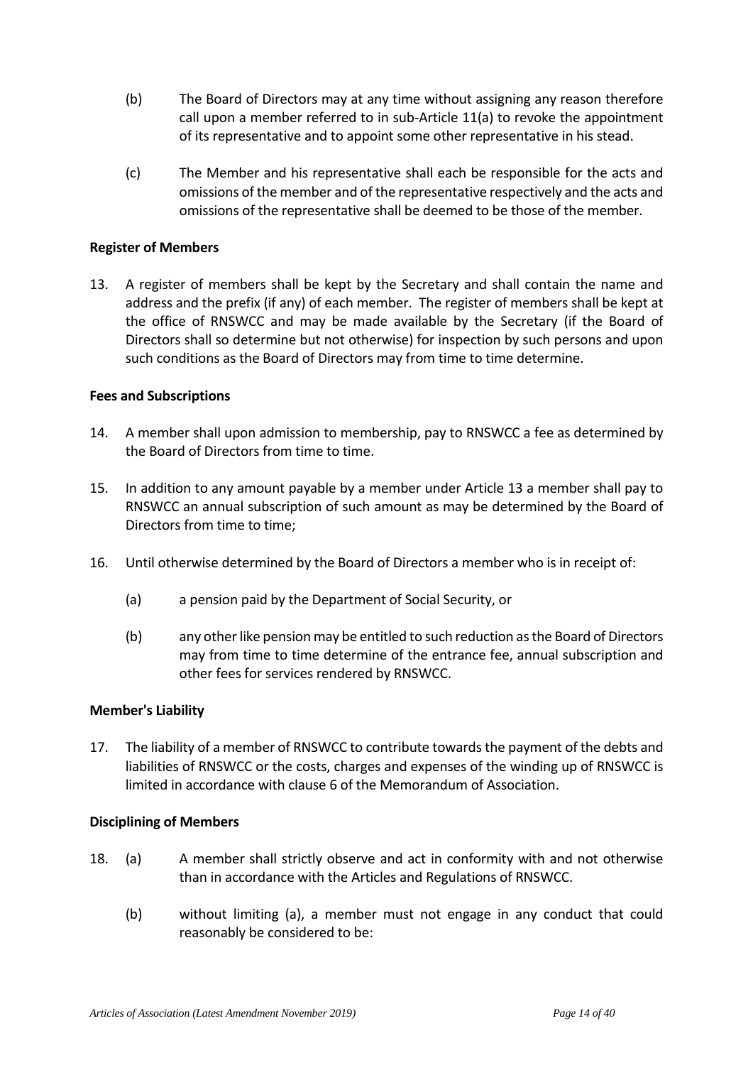(b) The Board of Directors may at any time without assigning any reason therefore call upon a member referred to in sub-Article 11(a) to revoke the appointment of its representative and to appoint some other representative in his stead.

(c) The Member and his representative shall each be responsible for the acts and omissions of the member and of the representative respectively and the acts and omissions of the representative shall be deemed to be those of the member.

**Register of Members**

13. A register of members shall be kept by the Secretary and shall contain the name and address and the prefix (if any) of each member. The register of members shall be kept at the office of RNSWCC and may be made available by the Secretary (if the Board of Directors shall so determine but not otherwise) for inspection by such persons and upon such conditions as the Board of Directors may from time to time determine.

**Fees and Subscriptions**

14. A member shall upon admission to membership, pay to RNSWCC a fee as determined by the Board of Directors from time to time.

15. In addition to any amount payable by a member under Article 13 a member shall pay to RNSWCC an annual subscription of such amount as may be determined by the Board of Directors from time to time;

16. Until otherwise determined by the Board of Directors a member who is in receipt of:

    (a) a pension paid by the Department of Social Security, or

    (b) any other like pension may be entitled to such reduction as the Board of Directors may from time to time determine of the entrance fee, annual subscription and other fees for services rendered by RNSWCC.

**Member's Liability**

17. The liability of a member of RNSWCC to contribute towards the payment of the debts and liabilities of RNSWCC or the costs, charges and expenses of the winding up of RNSWCC is limited in accordance with clause 6 of the Memorandum of Association.

**Disciplining of Members**

18. (a) A member shall strictly observe and act in conformity with and not otherwise than in accordance with the Articles and Regulations of RNSWCC.

    (b) without limiting (a), a member must not engage in any conduct that could reasonably be considered to be: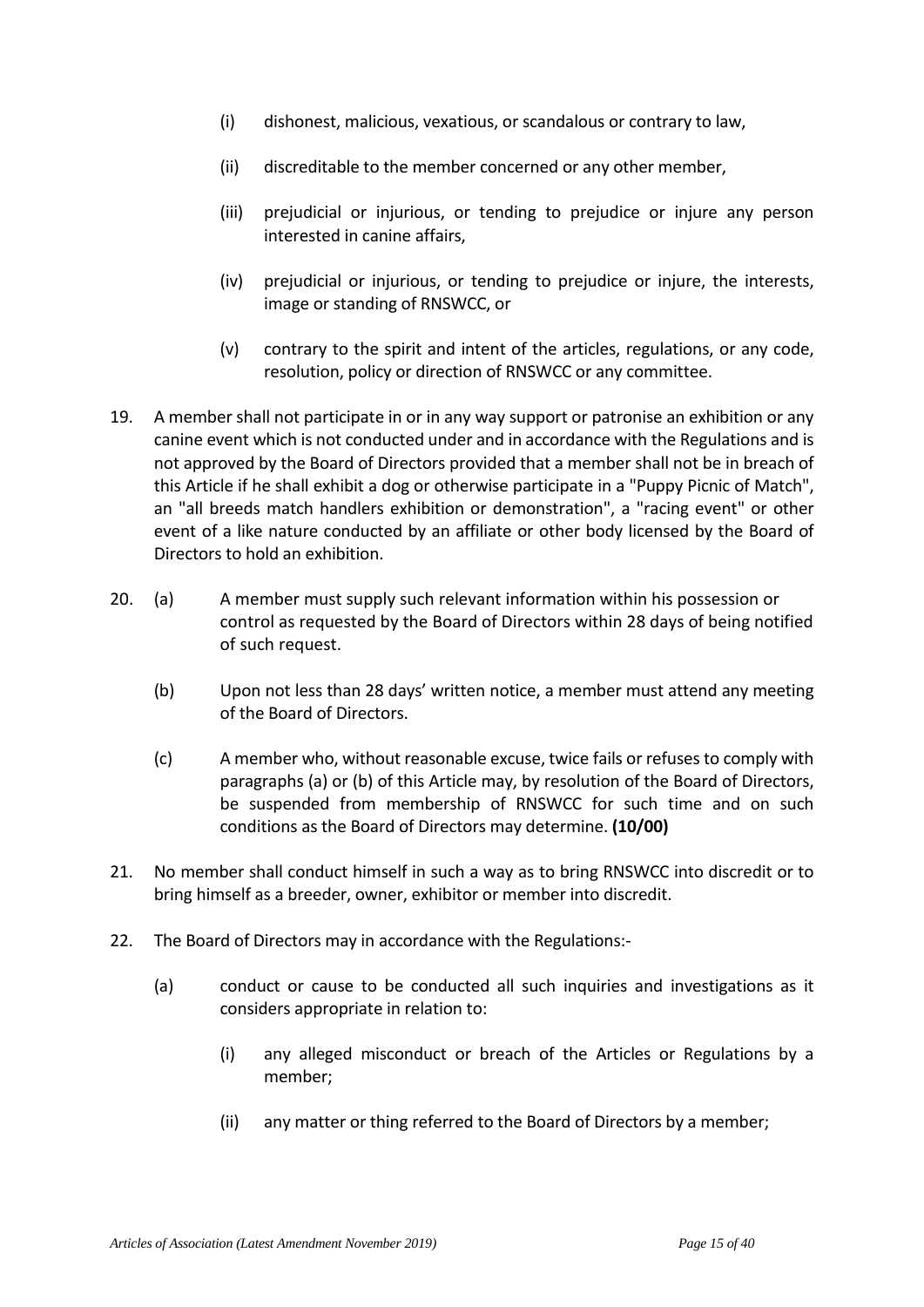(i) dishonest, malicious, vexatious, or scandalous or contrary to law,

(ii) discreditable to the member concerned or any other member,

(iii) prejudicial or injurious, or tending to prejudice or injure any person interested in canine affairs,

(iv) prejudicial or injurious, or tending to prejudice or injure, the interests, image or standing of RNSWCC, or

(v) contrary to the spirit and intent of the articles, regulations, or any code, resolution, policy or direction of RNSWCC or any committee.

19. A member shall not participate in or in any way support or patronise an exhibition or any canine event which is not conducted under and in accordance with the Regulations and is not approved by the Board of Directors provided that a member shall not be in breach of this Article if he shall exhibit a dog or otherwise participate in a "Puppy Picnic of Match", an "all breeds match handlers exhibition or demonstration", a "racing event" or other event of a like nature conducted by an affiliate or other body licensed by the Board of Directors to hold an exhibition.

20. (a) A member must supply such relevant information within his possession or control as requested by the Board of Directors within 28 days of being notified of such request.

    (b) Upon not less than 28 days' written notice, a member must attend any meeting of the Board of Directors.

    (c) A member who, without reasonable excuse, twice fails or refuses to comply with paragraphs (a) or (b) of this Article may, by resolution of the Board of Directors, be suspended from membership of RNSWCC for such time and on such conditions as the Board of Directors may determine. **(10/00)**

21. No member shall conduct himself in such a way as to bring RNSWCC into discredit or to bring himself as a breeder, owner, exhibitor or member into discredit.

22. The Board of Directors may in accordance with the Regulations:-

    (a) conduct or cause to be conducted all such inquiries and investigations as it considers appropriate in relation to:

        (i) any alleged misconduct or breach of the Articles or Regulations by a member;

        (ii) any matter or thing referred to the Board of Directors by a member;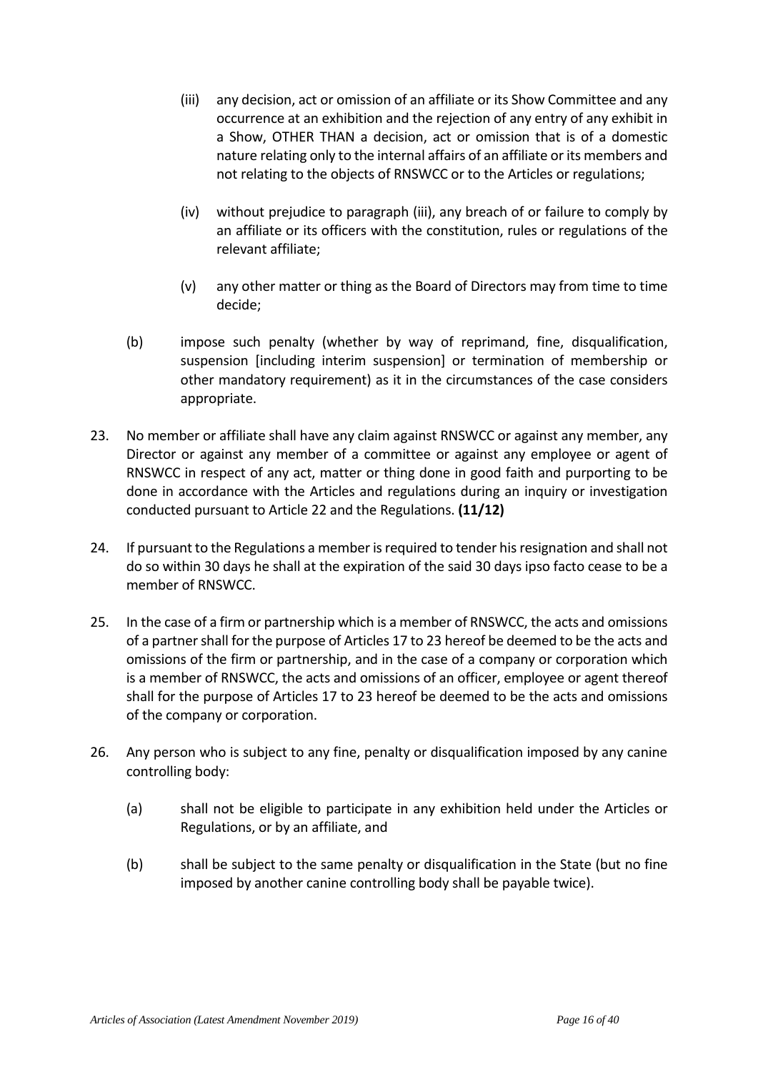(iii) any decision, act or omission of an affiliate or its Show Committee and any occurrence at an exhibition and the rejection of any entry of any exhibit in a Show, OTHER THAN a decision, act or omission that is of a domestic nature relating only to the internal affairs of an affiliate or its members and not relating to the objects of RNSWCC or to the Articles or regulations;

(iv) without prejudice to paragraph (iii), any breach of or failure to comply by an affiliate or its officers with the constitution, rules or regulations of the relevant affiliate;

(v) any other matter or thing as the Board of Directors may from time to time decide;

(b) impose such penalty (whether by way of reprimand, fine, disqualification, suspension [including interim suspension] or termination of membership or other mandatory requirement) as it in the circumstances of the case considers appropriate.

23. No member or affiliate shall have any claim against RNSWCC or against any member, any Director or against any member of a committee or against any employee or agent of RNSWCC in respect of any act, matter or thing done in good faith and purporting to be done in accordance with the Articles and regulations during an inquiry or investigation conducted pursuant to Article 22 and the Regulations. **(11/12)**

24. If pursuant to the Regulations a member is required to tender his resignation and shall not do so within 30 days he shall at the expiration of the said 30 days ipso facto cease to be a member of RNSWCC.

25. In the case of a firm or partnership which is a member of RNSWCC, the acts and omissions of a partner shall for the purpose of Articles 17 to 23 hereof be deemed to be the acts and omissions of the firm or partnership, and in the case of a company or corporation which is a member of RNSWCC, the acts and omissions of an officer, employee or agent thereof shall for the purpose of Articles 17 to 23 hereof be deemed to be the acts and omissions of the company or corporation.

26. Any person who is subject to any fine, penalty or disqualification imposed by any canine controlling body:

(a) shall not be eligible to participate in any exhibition held under the Articles or Regulations, or by an affiliate, and

(b) shall be subject to the same penalty or disqualification in the State (but no fine imposed by another canine controlling body shall be payable twice).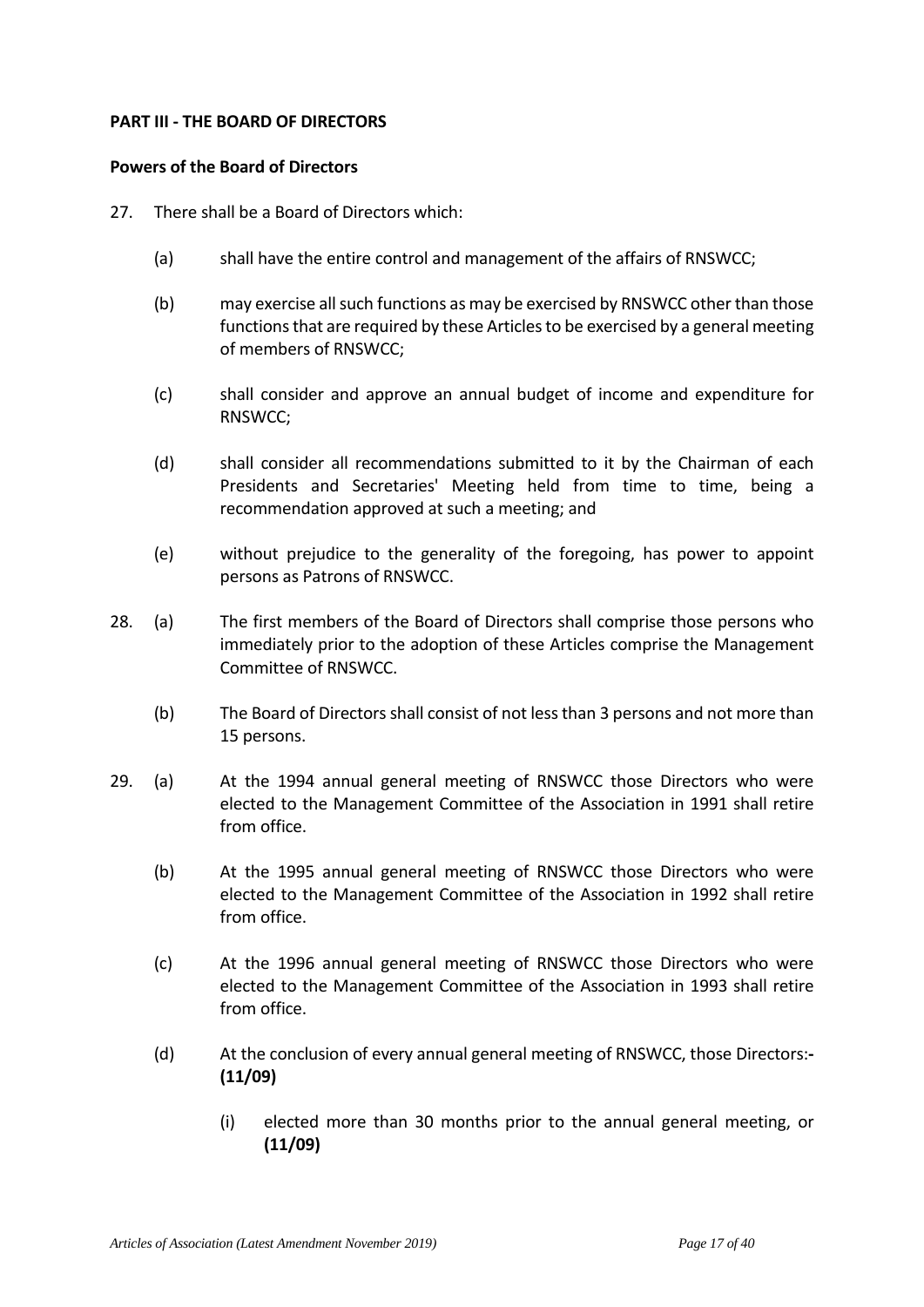**PART III - THE BOARD OF DIRECTORS**

**Powers of the Board of Directors**

27. There shall be a Board of Directors which:

    (a) shall have the entire control and management of the affairs of RNSWCC;

    (b) may exercise all such functions as may be exercised by RNSWCC other than those functions that are required by these Articles to be exercised by a general meeting of members of RNSWCC;

    (c) shall consider and approve an annual budget of income and expenditure for RNSWCC;

    (d) shall consider all recommendations submitted to it by the Chairman of each Presidents and Secretaries' Meeting held from time to time, being a recommendation approved at such a meeting; and

    (e) without prejudice to the generality of the foregoing, has power to appoint persons as Patrons of RNSWCC.

28. (a) The first members of the Board of Directors shall comprise those persons who immediately prior to the adoption of these Articles comprise the Management Committee of RNSWCC.

    (b) The Board of Directors shall consist of not less than 3 persons and not more than 15 persons.

29. (a) At the 1994 annual general meeting of RNSWCC those Directors who were elected to the Management Committee of the Association in 1991 shall retire from office.

    (b) At the 1995 annual general meeting of RNSWCC those Directors who were elected to the Management Committee of the Association in 1992 shall retire from office.

    (c) At the 1996 annual general meeting of RNSWCC those Directors who were elected to the Management Committee of the Association in 1993 shall retire from office.

    (d) At the conclusion of every annual general meeting of RNSWCC, those Directors:- **(11/09)**

        (i) elected more than 30 months prior to the annual general meeting, or **(11/09)**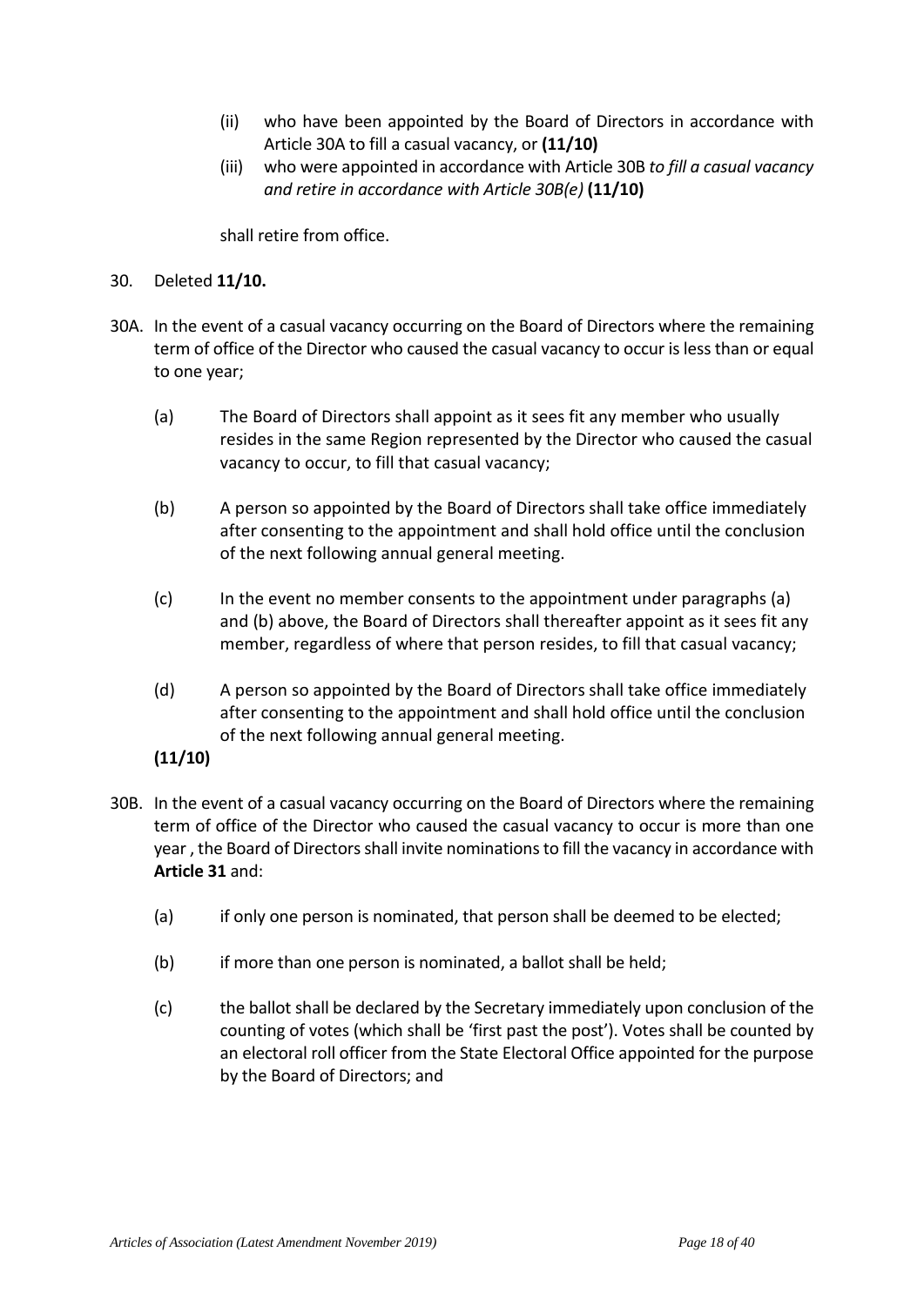(ii) who have been appointed by the Board of Directors in accordance with Article 30A to fill a casual vacancy, or **(11/10)**

(iii) who were appointed in accordance with Article 30B *to fill a casual vacancy and retire in accordance with Article 30B(e)* **(11/10)**

shall retire from office.

30. Deleted **11/10.**

30A. In the event of a casual vacancy occurring on the Board of Directors where the remaining term of office of the Director who caused the casual vacancy to occur is less than or equal to one year;

(a) The Board of Directors shall appoint as it sees fit any member who usually resides in the same Region represented by the Director who caused the casual vacancy to occur, to fill that casual vacancy;

(b) A person so appointed by the Board of Directors shall take office immediately after consenting to the appointment and shall hold office until the conclusion of the next following annual general meeting.

(c) In the event no member consents to the appointment under paragraphs (a) and (b) above, the Board of Directors shall thereafter appoint as it sees fit any member, regardless of where that person resides, to fill that casual vacancy;

(d) A person so appointed by the Board of Directors shall take office immediately after consenting to the appointment and shall hold office until the conclusion of the next following annual general meeting.

**(11/10)**

30B. In the event of a casual vacancy occurring on the Board of Directors where the remaining term of office of the Director who caused the casual vacancy to occur is more than one year , the Board of Directors shall invite nominations to fill the vacancy in accordance with **Article 31** and:

(a) if only one person is nominated, that person shall be deemed to be elected;

(b) if more than one person is nominated, a ballot shall be held;

(c) the ballot shall be declared by the Secretary immediately upon conclusion of the counting of votes (which shall be 'first past the post'). Votes shall be counted by an electoral roll officer from the State Electoral Office appointed for the purpose by the Board of Directors; and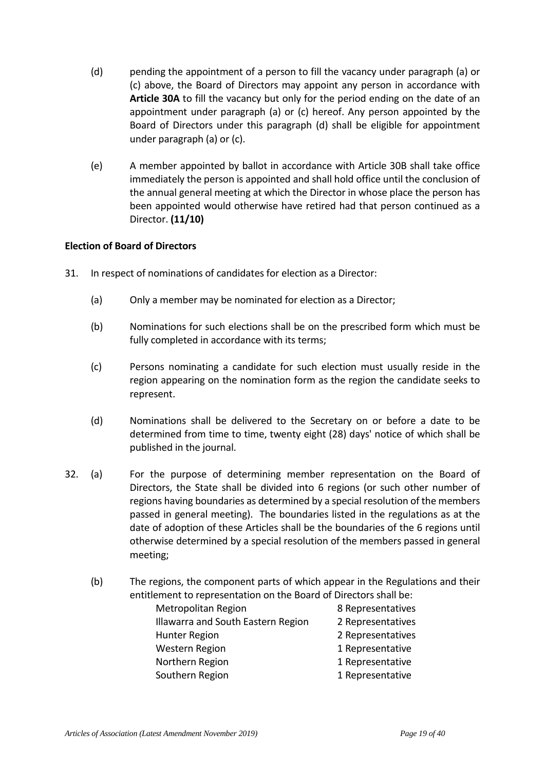(d) pending the appointment of a person to fill the vacancy under paragraph (a) or (c) above, the Board of Directors may appoint any person in accordance with **Article 30A** to fill the vacancy but only for the period ending on the date of an appointment under paragraph (a) or (c) hereof. Any person appointed by the Board of Directors under this paragraph (d) shall be eligible for appointment under paragraph (a) or (c).

(e) A member appointed by ballot in accordance with Article 30B shall take office immediately the person is appointed and shall hold office until the conclusion of the annual general meeting at which the Director in whose place the person has been appointed would otherwise have retired had that person continued as a Director. **(11/10)**

**Election of Board of Directors**

31. In respect of nominations of candidates for election as a Director:

    (a) Only a member may be nominated for election as a Director;

    (b) Nominations for such elections shall be on the prescribed form which must be fully completed in accordance with its terms;

    (c) Persons nominating a candidate for such election must usually reside in the region appearing on the nomination form as the region the candidate seeks to represent.

    (d) Nominations shall be delivered to the Secretary on or before a date to be determined from time to time, twenty eight (28) days' notice of which shall be published in the journal.

32. (a) For the purpose of determining member representation on the Board of Directors, the State shall be divided into 6 regions (or such other number of regions having boundaries as determined by a special resolution of the members passed in general meeting). The boundaries listed in the regulations as at the date of adoption of these Articles shall be the boundaries of the 6 regions until otherwise determined by a special resolution of the members passed in general meeting;

    (b) The regions, the component parts of which appear in the Regulations and their entitlement to representation on the Board of Directors shall be:

| | |
|---|---|
| Metropolitan Region | 8 Representatives |
| Illawarra and South Eastern Region | 2 Representatives |
| Hunter Region | 2 Representatives |
| Western Region | 1 Representative |
| Northern Region | 1 Representative |
| Southern Region | 1 Representative |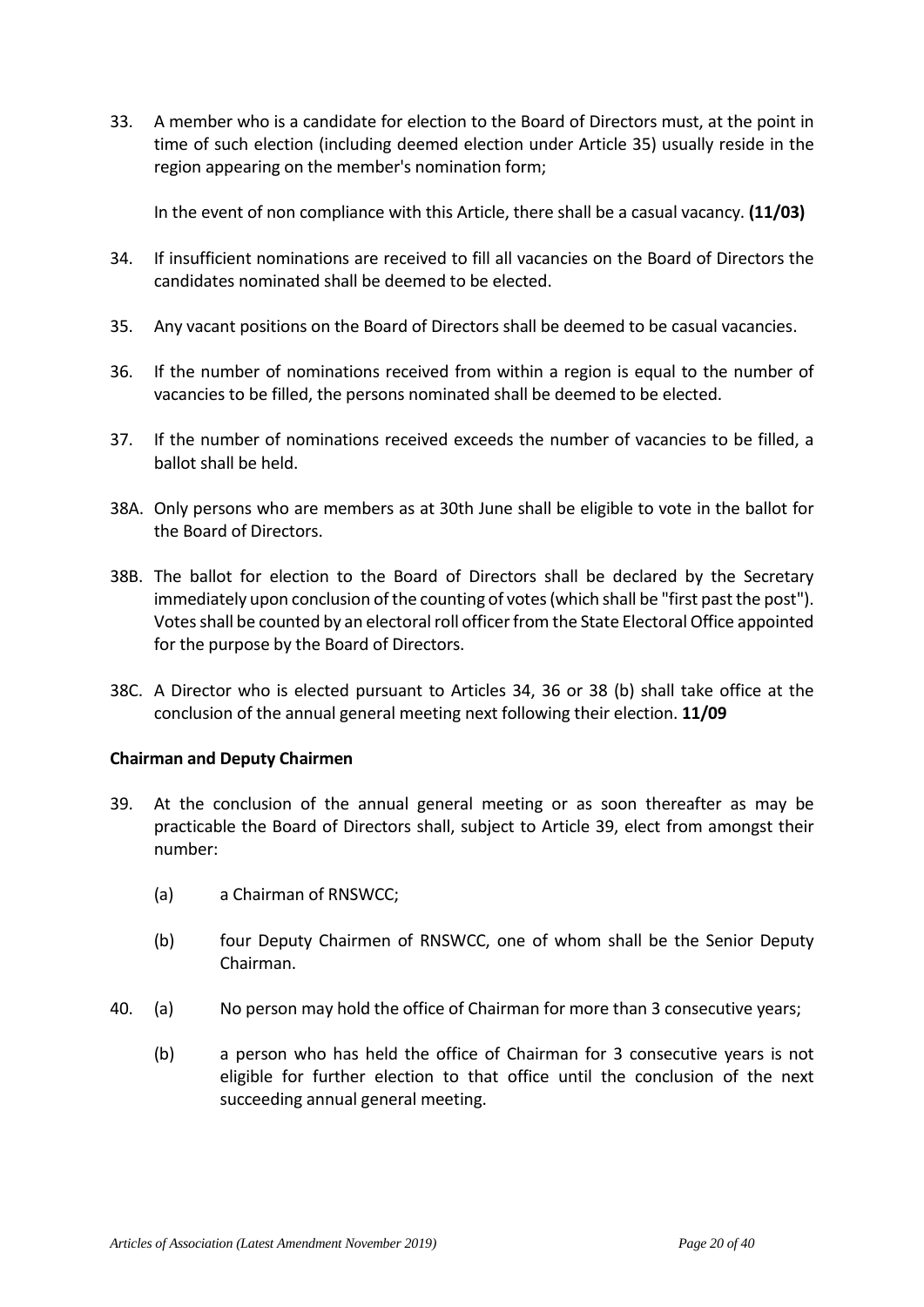33. A member who is a candidate for election to the Board of Directors must, at the point in time of such election (including deemed election under Article 35) usually reside in the region appearing on the member's nomination form;

    In the event of non compliance with this Article, there shall be a casual vacancy. **(11/03)**

34. If insufficient nominations are received to fill all vacancies on the Board of Directors the candidates nominated shall be deemed to be elected.

35. Any vacant positions on the Board of Directors shall be deemed to be casual vacancies.

36. If the number of nominations received from within a region is equal to the number of vacancies to be filled, the persons nominated shall be deemed to be elected.

37. If the number of nominations received exceeds the number of vacancies to be filled, a ballot shall be held.

38A. Only persons who are members as at 30th June shall be eligible to vote in the ballot for the Board of Directors.

38B. The ballot for election to the Board of Directors shall be declared by the Secretary immediately upon conclusion of the counting of votes (which shall be "first past the post"). Votes shall be counted by an electoral roll officer from the State Electoral Office appointed for the purpose by the Board of Directors.

38C. A Director who is elected pursuant to Articles 34, 36 or 38 (b) shall take office at the conclusion of the annual general meeting next following their election. **11/09**

**Chairman and Deputy Chairmen**

39. At the conclusion of the annual general meeting or as soon thereafter as may be practicable the Board of Directors shall, subject to Article 39, elect from amongst their number:

    (a) a Chairman of RNSWCC;

    (b) four Deputy Chairmen of RNSWCC, one of whom shall be the Senior Deputy Chairman.

40. (a) No person may hold the office of Chairman for more than 3 consecutive years;

    (b) a person who has held the office of Chairman for 3 consecutive years is not eligible for further election to that office until the conclusion of the next succeeding annual general meeting.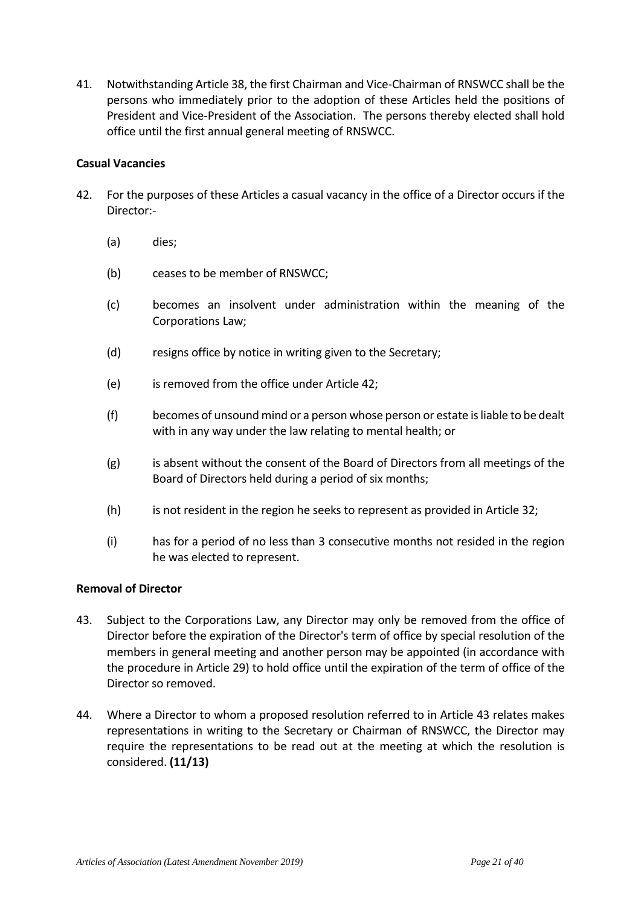41. Notwithstanding Article 38, the first Chairman and Vice-Chairman of RNSWCC shall be the persons who immediately prior to the adoption of these Articles held the positions of President and Vice-President of the Association. The persons thereby elected shall hold office until the first annual general meeting of RNSWCC.

**Casual Vacancies**

42. For the purposes of these Articles a casual vacancy in the office of a Director occurs if the Director:-

    (a) dies;

    (b) ceases to be member of RNSWCC;

    (c) becomes an insolvent under administration within the meaning of the Corporations Law;

    (d) resigns office by notice in writing given to the Secretary;

    (e) is removed from the office under Article 42;

    (f) becomes of unsound mind or a person whose person or estate is liable to be dealt with in any way under the law relating to mental health; or

    (g) is absent without the consent of the Board of Directors from all meetings of the Board of Directors held during a period of six months;

    (h) is not resident in the region he seeks to represent as provided in Article 32;

    (i) has for a period of no less than 3 consecutive months not resided in the region he was elected to represent.

**Removal of Director**

43. Subject to the Corporations Law, any Director may only be removed from the office of Director before the expiration of the Director's term of office by special resolution of the members in general meeting and another person may be appointed (in accordance with the procedure in Article 29) to hold office until the expiration of the term of office of the Director so removed.

44. Where a Director to whom a proposed resolution referred to in Article 43 relates makes representations in writing to the Secretary or Chairman of RNSWCC, the Director may require the representations to be read out at the meeting at which the resolution is considered. **(11/13)**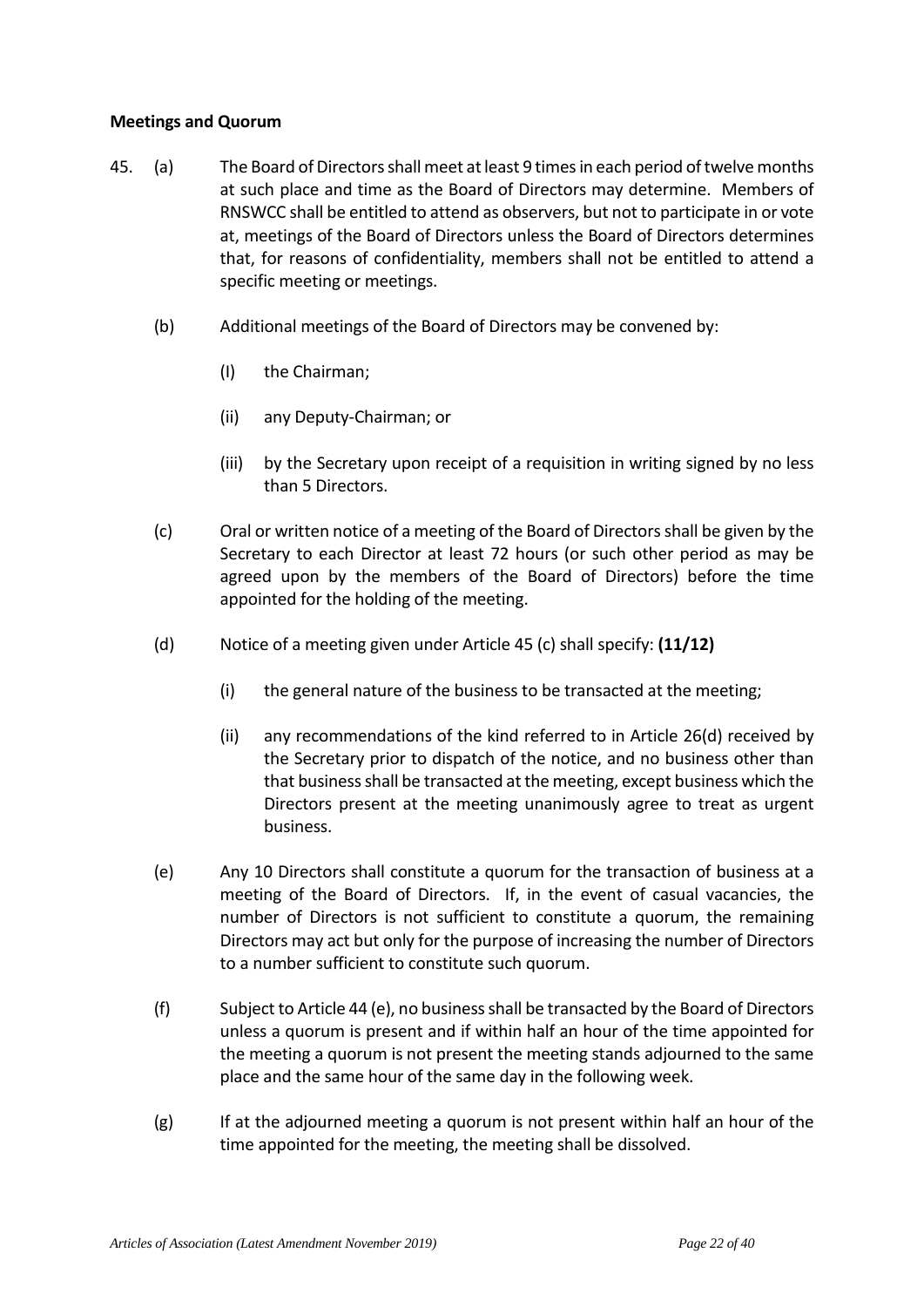**Meetings and Quorum**

45. (a) The Board of Directors shall meet at least 9 times in each period of twelve months at such place and time as the Board of Directors may determine. Members of RNSWCC shall be entitled to attend as observers, but not to participate in or vote at, meetings of the Board of Directors unless the Board of Directors determines that, for reasons of confidentiality, members shall not be entitled to attend a specific meeting or meetings.

    (b) Additional meetings of the Board of Directors may be convened by:

    (I) the Chairman;

    (ii) any Deputy-Chairman; or

    (iii) by the Secretary upon receipt of a requisition in writing signed by no less than 5 Directors.

    (c) Oral or written notice of a meeting of the Board of Directors shall be given by the Secretary to each Director at least 72 hours (or such other period as may be agreed upon by the members of the Board of Directors) before the time appointed for the holding of the meeting.

    (d) Notice of a meeting given under Article 45 (c) shall specify: **(11/12)**

    (i) the general nature of the business to be transacted at the meeting;

    (ii) any recommendations of the kind referred to in Article 26(d) received by the Secretary prior to dispatch of the notice, and no business other than that business shall be transacted at the meeting, except business which the Directors present at the meeting unanimously agree to treat as urgent business.

    (e) Any 10 Directors shall constitute a quorum for the transaction of business at a meeting of the Board of Directors. If, in the event of casual vacancies, the number of Directors is not sufficient to constitute a quorum, the remaining Directors may act but only for the purpose of increasing the number of Directors to a number sufficient to constitute such quorum.

    (f) Subject to Article 44 (e), no business shall be transacted by the Board of Directors unless a quorum is present and if within half an hour of the time appointed for the meeting a quorum is not present the meeting stands adjourned to the same place and the same hour of the same day in the following week.

    (g) If at the adjourned meeting a quorum is not present within half an hour of the time appointed for the meeting, the meeting shall be dissolved.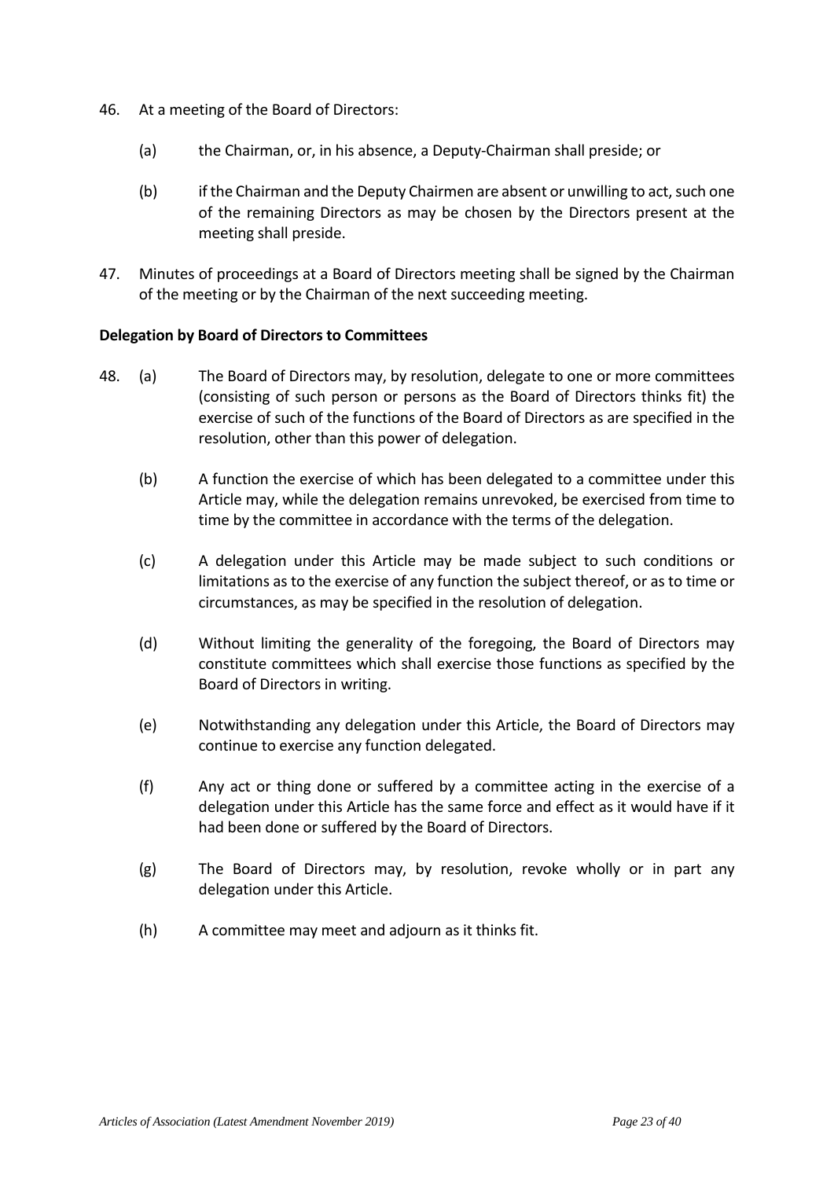46. At a meeting of the Board of Directors:

    (a) the Chairman, or, in his absence, a Deputy-Chairman shall preside; or

    (b) if the Chairman and the Deputy Chairmen are absent or unwilling to act, such one of the remaining Directors as may be chosen by the Directors present at the meeting shall preside.

47. Minutes of proceedings at a Board of Directors meeting shall be signed by the Chairman of the meeting or by the Chairman of the next succeeding meeting.

**Delegation by Board of Directors to Committees**

48. (a) The Board of Directors may, by resolution, delegate to one or more committees (consisting of such person or persons as the Board of Directors thinks fit) the exercise of such of the functions of the Board of Directors as are specified in the resolution, other than this power of delegation.

    (b) A function the exercise of which has been delegated to a committee under this Article may, while the delegation remains unrevoked, be exercised from time to time by the committee in accordance with the terms of the delegation.

    (c) A delegation under this Article may be made subject to such conditions or limitations as to the exercise of any function the subject thereof, or as to time or circumstances, as may be specified in the resolution of delegation.

    (d) Without limiting the generality of the foregoing, the Board of Directors may constitute committees which shall exercise those functions as specified by the Board of Directors in writing.

    (e) Notwithstanding any delegation under this Article, the Board of Directors may continue to exercise any function delegated.

    (f) Any act or thing done or suffered by a committee acting in the exercise of a delegation under this Article has the same force and effect as it would have if it had been done or suffered by the Board of Directors.

    (g) The Board of Directors may, by resolution, revoke wholly or in part any delegation under this Article.

    (h) A committee may meet and adjourn as it thinks fit.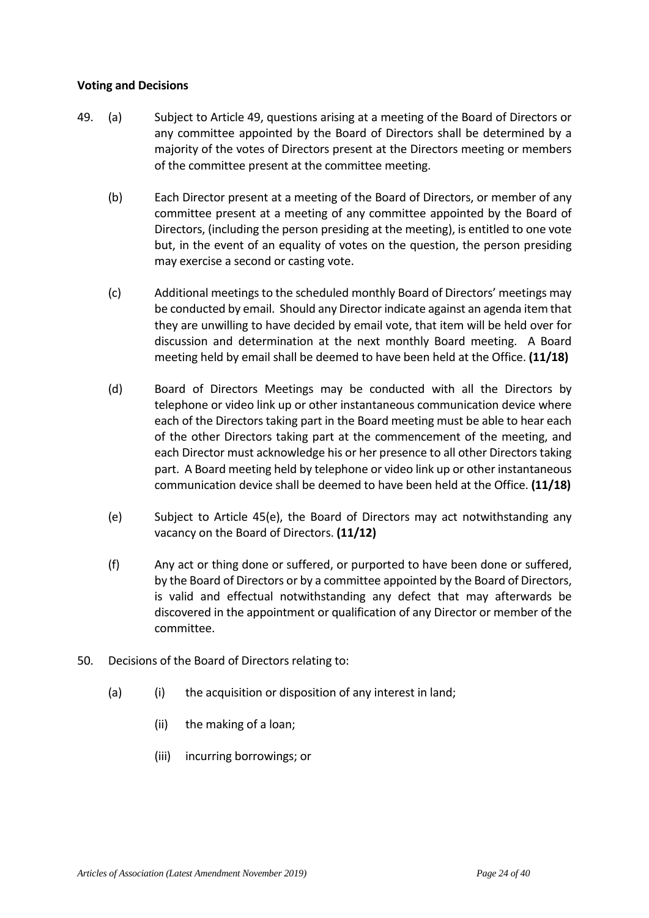**Voting and Decisions**

49. (a) Subject to Article 49, questions arising at a meeting of the Board of Directors or any committee appointed by the Board of Directors shall be determined by a majority of the votes of Directors present at the Directors meeting or members of the committee present at the committee meeting.

 (b) Each Director present at a meeting of the Board of Directors, or member of any committee present at a meeting of any committee appointed by the Board of Directors, (including the person presiding at the meeting), is entitled to one vote but, in the event of an equality of votes on the question, the person presiding may exercise a second or casting vote.

 (c) Additional meetings to the scheduled monthly Board of Directors' meetings may be conducted by email. Should any Director indicate against an agenda item that they are unwilling to have decided by email vote, that item will be held over for discussion and determination at the next monthly Board meeting. A Board meeting held by email shall be deemed to have been held at the Office. **(11/18)**

 (d) Board of Directors Meetings may be conducted with all the Directors by telephone or video link up or other instantaneous communication device where each of the Directors taking part in the Board meeting must be able to hear each of the other Directors taking part at the commencement of the meeting, and each Director must acknowledge his or her presence to all other Directors taking part. A Board meeting held by telephone or video link up or other instantaneous communication device shall be deemed to have been held at the Office. **(11/18)**

 (e) Subject to Article 45(e), the Board of Directors may act notwithstanding any vacancy on the Board of Directors. **(11/12)**

 (f) Any act or thing done or suffered, or purported to have been done or suffered, by the Board of Directors or by a committee appointed by the Board of Directors, is valid and effectual notwithstanding any defect that may afterwards be discovered in the appointment or qualification of any Director or member of the committee.

50. Decisions of the Board of Directors relating to:

 (a) (i) the acquisition or disposition of any interest in land;

  (ii) the making of a loan;

  (iii) incurring borrowings; or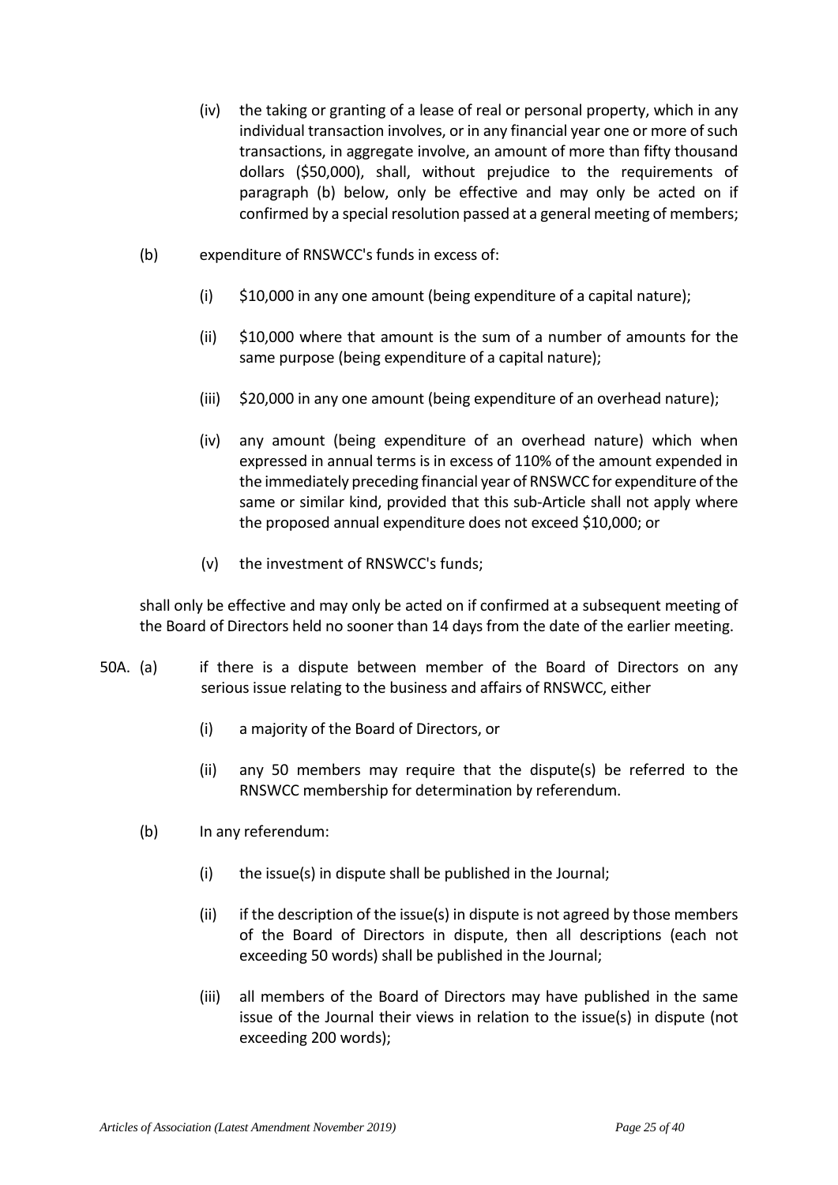(iv) the taking or granting of a lease of real or personal property, which in any individual transaction involves, or in any financial year one or more of such transactions, in aggregate involve, an amount of more than fifty thousand dollars ($50,000), shall, without prejudice to the requirements of paragraph (b) below, only be effective and may only be acted on if confirmed by a special resolution passed at a general meeting of members;

(b) expenditure of RNSWCC's funds in excess of:

(i) $10,000 in any one amount (being expenditure of a capital nature);

(ii) $10,000 where that amount is the sum of a number of amounts for the same purpose (being expenditure of a capital nature);

(iii) $20,000 in any one amount (being expenditure of an overhead nature);

(iv) any amount (being expenditure of an overhead nature) which when expressed in annual terms is in excess of 110% of the amount expended in the immediately preceding financial year of RNSWCC for expenditure of the same or similar kind, provided that this sub-Article shall not apply where the proposed annual expenditure does not exceed $10,000; or

(v) the investment of RNSWCC's funds;

shall only be effective and may only be acted on if confirmed at a subsequent meeting of the Board of Directors held no sooner than 14 days from the date of the earlier meeting.

50A. (a) if there is a dispute between member of the Board of Directors on any serious issue relating to the business and affairs of RNSWCC, either

(i) a majority of the Board of Directors, or

(ii) any 50 members may require that the dispute(s) be referred to the RNSWCC membership for determination by referendum.

(b) In any referendum:

(i) the issue(s) in dispute shall be published in the Journal;

(ii) if the description of the issue(s) in dispute is not agreed by those members of the Board of Directors in dispute, then all descriptions (each not exceeding 50 words) shall be published in the Journal;

(iii) all members of the Board of Directors may have published in the same issue of the Journal their views in relation to the issue(s) in dispute (not exceeding 200 words);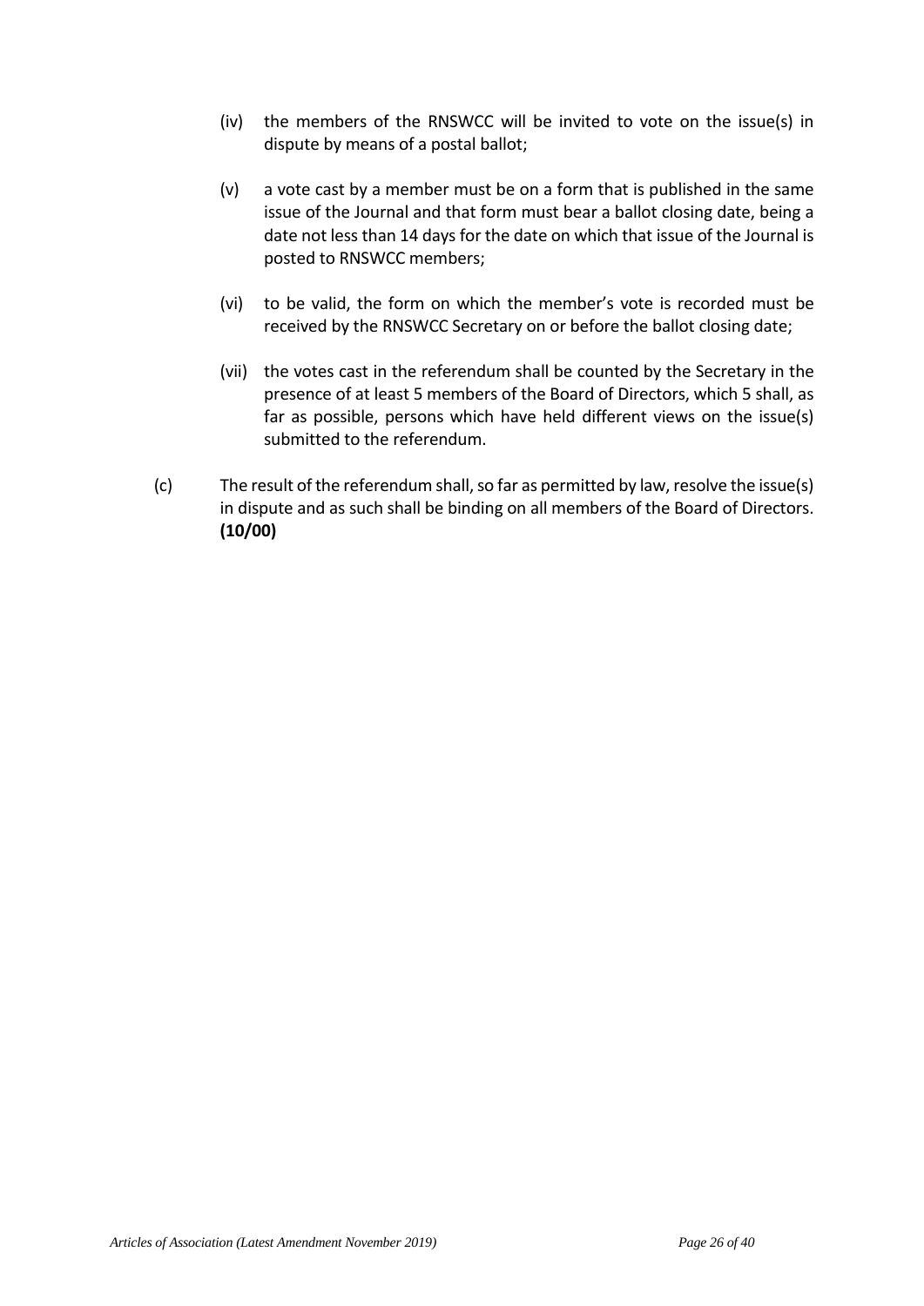(iv) the members of the RNSWCC will be invited to vote on the issue(s) in dispute by means of a postal ballot;

(v) a vote cast by a member must be on a form that is published in the same issue of the Journal and that form must bear a ballot closing date, being a date not less than 14 days for the date on which that issue of the Journal is posted to RNSWCC members;

(vi) to be valid, the form on which the member's vote is recorded must be received by the RNSWCC Secretary on or before the ballot closing date;

(vii) the votes cast in the referendum shall be counted by the Secretary in the presence of at least 5 members of the Board of Directors, which 5 shall, as far as possible, persons which have held different views on the issue(s) submitted to the referendum.

(c) The result of the referendum shall, so far as permitted by law, resolve the issue(s) in dispute and as such shall be binding on all members of the Board of Directors. **(10/00)**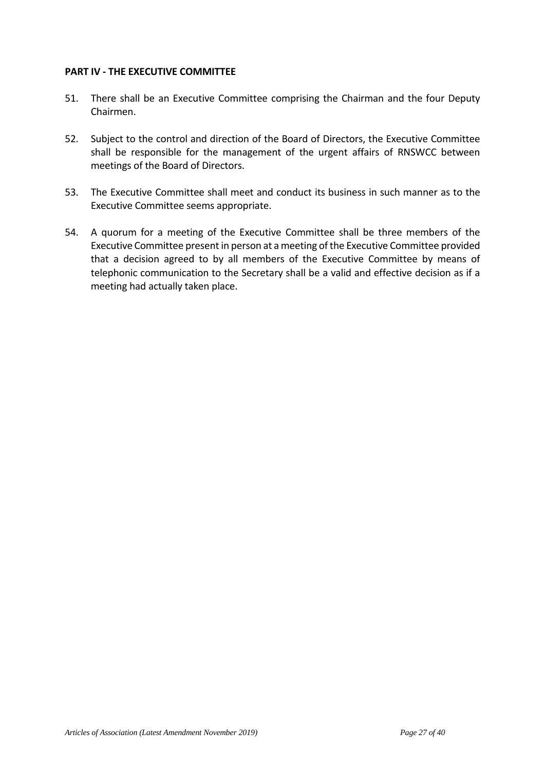**PART IV - THE EXECUTIVE COMMITTEE**

51. There shall be an Executive Committee comprising the Chairman and the four Deputy Chairmen.

52. Subject to the control and direction of the Board of Directors, the Executive Committee shall be responsible for the management of the urgent affairs of RNSWCC between meetings of the Board of Directors.

53. The Executive Committee shall meet and conduct its business in such manner as to the Executive Committee seems appropriate.

54. A quorum for a meeting of the Executive Committee shall be three members of the Executive Committee present in person at a meeting of the Executive Committee provided that a decision agreed to by all members of the Executive Committee by means of telephonic communication to the Secretary shall be a valid and effective decision as if a meeting had actually taken place.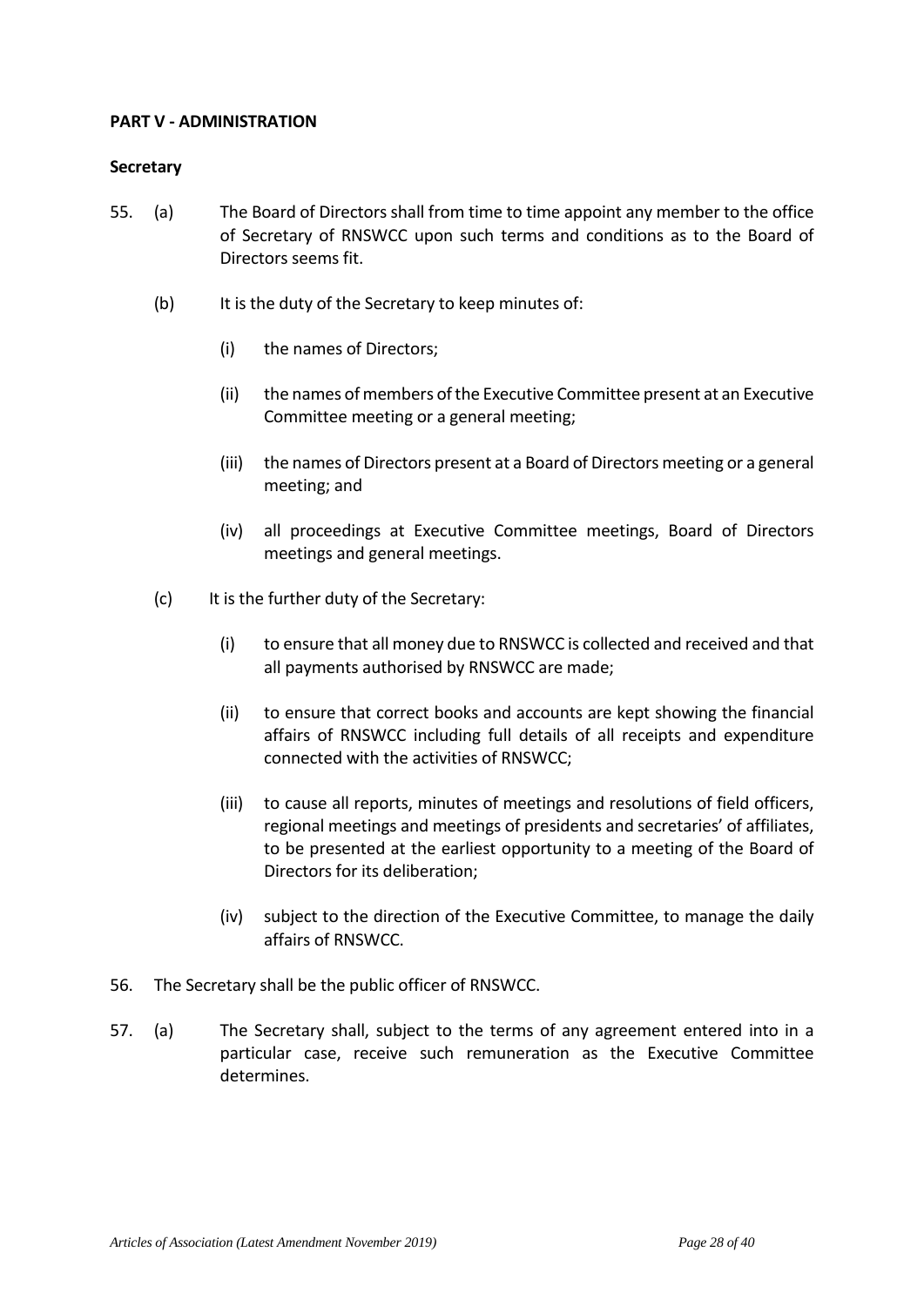**PART V - ADMINISTRATION**

**Secretary**

55. (a) The Board of Directors shall from time to time appoint any member to the office of Secretary of RNSWCC upon such terms and conditions as to the Board of Directors seems fit.

    (b) It is the duty of the Secretary to keep minutes of:

    (i) the names of Directors;

    (ii) the names of members of the Executive Committee present at an Executive Committee meeting or a general meeting;

    (iii) the names of Directors present at a Board of Directors meeting or a general meeting; and

    (iv) all proceedings at Executive Committee meetings, Board of Directors meetings and general meetings.

    (c) It is the further duty of the Secretary:

    (i) to ensure that all money due to RNSWCC is collected and received and that all payments authorised by RNSWCC are made;

    (ii) to ensure that correct books and accounts are kept showing the financial affairs of RNSWCC including full details of all receipts and expenditure connected with the activities of RNSWCC;

    (iii) to cause all reports, minutes of meetings and resolutions of field officers, regional meetings and meetings of presidents and secretaries' of affiliates, to be presented at the earliest opportunity to a meeting of the Board of Directors for its deliberation;

    (iv) subject to the direction of the Executive Committee, to manage the daily affairs of RNSWCC.

56. The Secretary shall be the public officer of RNSWCC.

57. (a) The Secretary shall, subject to the terms of any agreement entered into in a particular case, receive such remuneration as the Executive Committee determines.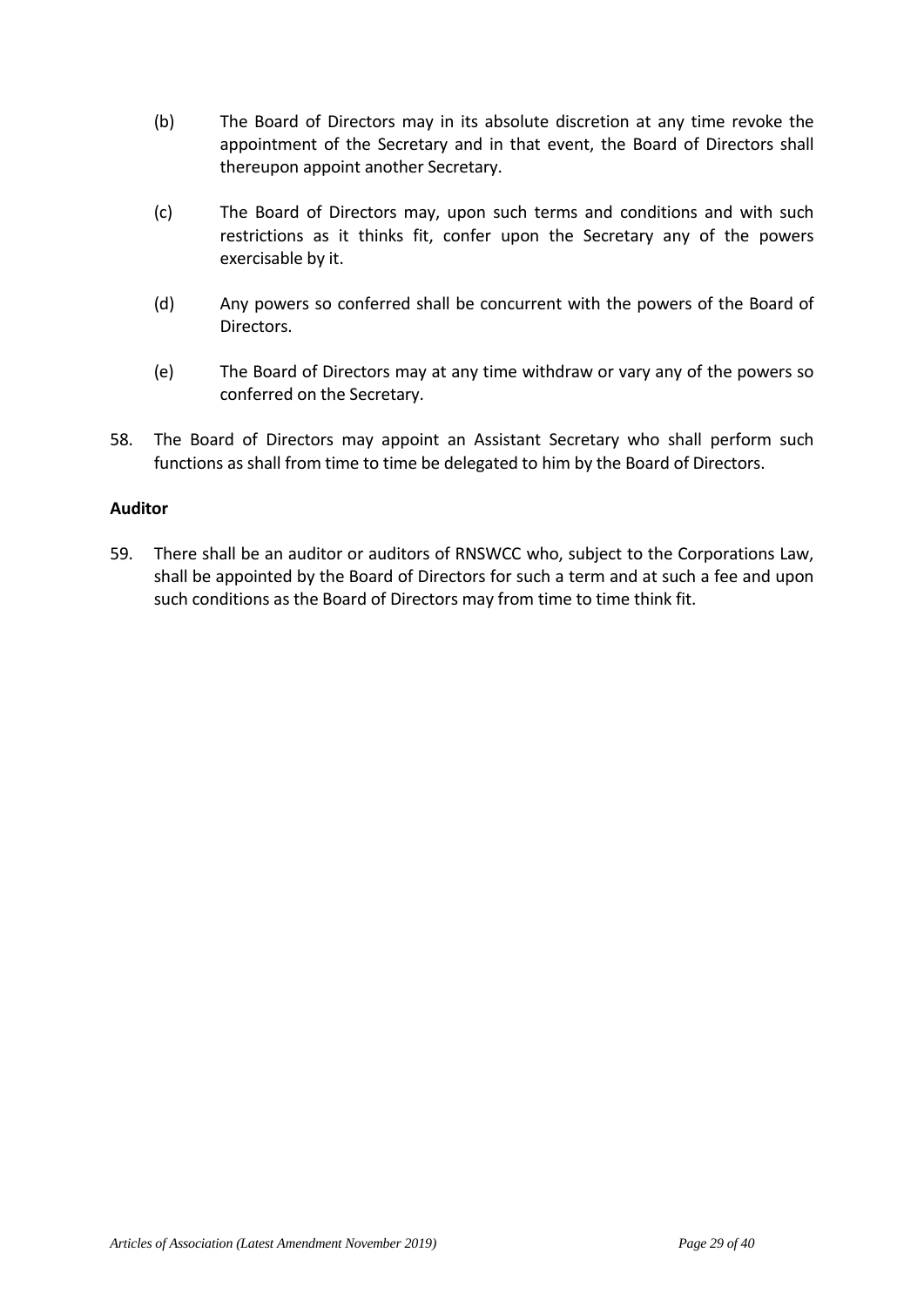(b) The Board of Directors may in its absolute discretion at any time revoke the appointment of the Secretary and in that event, the Board of Directors shall thereupon appoint another Secretary.

(c) The Board of Directors may, upon such terms and conditions and with such restrictions as it thinks fit, confer upon the Secretary any of the powers exercisable by it.

(d) Any powers so conferred shall be concurrent with the powers of the Board of Directors.

(e) The Board of Directors may at any time withdraw or vary any of the powers so conferred on the Secretary.

58. The Board of Directors may appoint an Assistant Secretary who shall perform such functions as shall from time to time be delegated to him by the Board of Directors.

**Auditor**

59. There shall be an auditor or auditors of RNSWCC who, subject to the Corporations Law, shall be appointed by the Board of Directors for such a term and at such a fee and upon such conditions as the Board of Directors may from time to time think fit.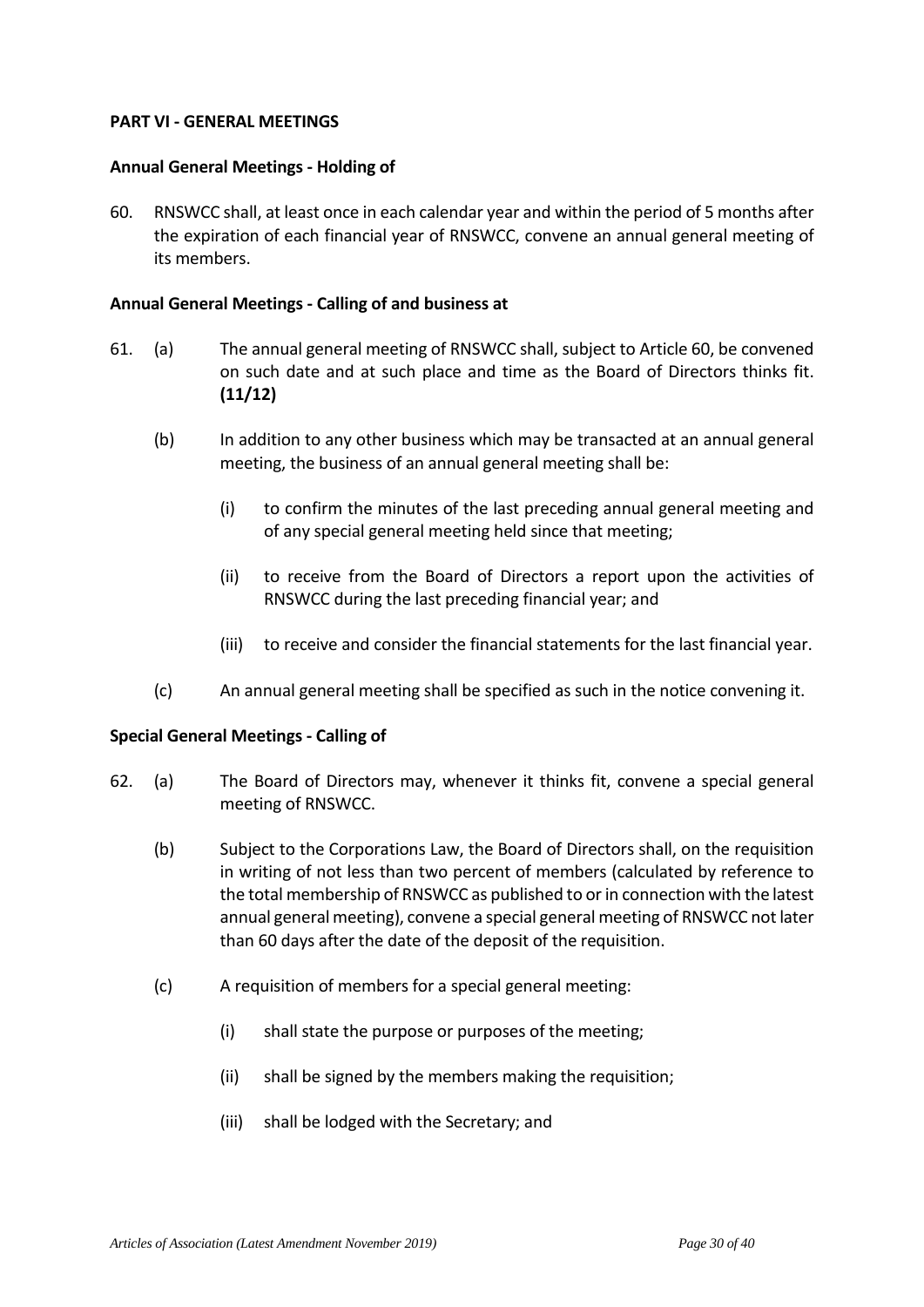**PART VI - GENERAL MEETINGS**

**Annual General Meetings - Holding of**

60. RNSWCC shall, at least once in each calendar year and within the period of 5 months after the expiration of each financial year of RNSWCC, convene an annual general meeting of its members.

**Annual General Meetings - Calling of and business at**

61. (a) The annual general meeting of RNSWCC shall, subject to Article 60, be convened on such date and at such place and time as the Board of Directors thinks fit. **(11/12)**

    (b) In addition to any other business which may be transacted at an annual general meeting, the business of an annual general meeting shall be:

    (i) to confirm the minutes of the last preceding annual general meeting and of any special general meeting held since that meeting;

    (ii) to receive from the Board of Directors a report upon the activities of RNSWCC during the last preceding financial year; and

    (iii) to receive and consider the financial statements for the last financial year.

    (c) An annual general meeting shall be specified as such in the notice convening it.

**Special General Meetings - Calling of**

62. (a) The Board of Directors may, whenever it thinks fit, convene a special general meeting of RNSWCC.

    (b) Subject to the Corporations Law, the Board of Directors shall, on the requisition in writing of not less than two percent of members (calculated by reference to the total membership of RNSWCC as published to or in connection with the latest annual general meeting), convene a special general meeting of RNSWCC not later than 60 days after the date of the deposit of the requisition.

    (c) A requisition of members for a special general meeting:

    (i) shall state the purpose or purposes of the meeting;

    (ii) shall be signed by the members making the requisition;

    (iii) shall be lodged with the Secretary; and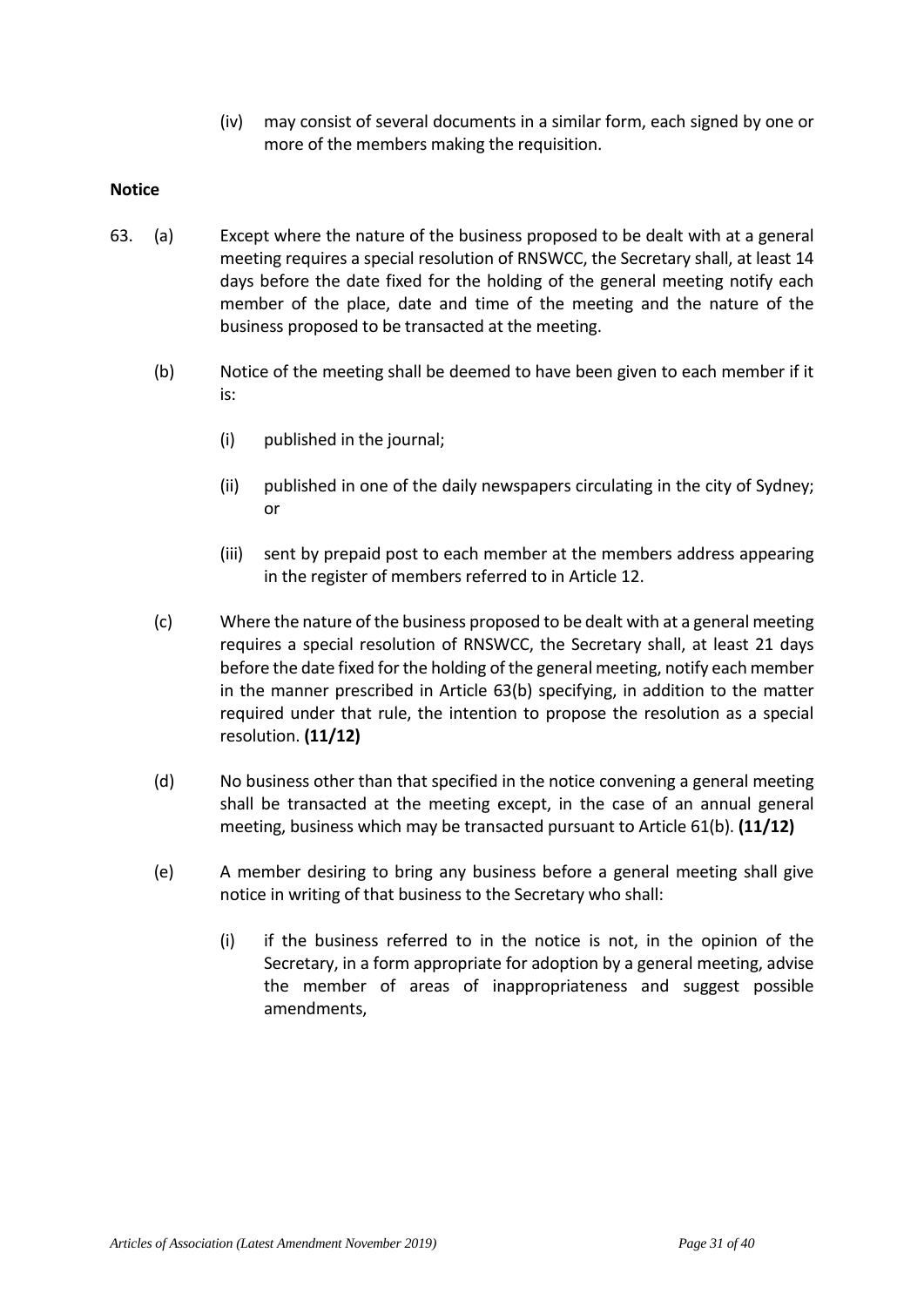(iv) may consist of several documents in a similar form, each signed by one or more of the members making the requisition.

**Notice**

63. (a) Except where the nature of the business proposed to be dealt with at a general meeting requires a special resolution of RNSWCC, the Secretary shall, at least 14 days before the date fixed for the holding of the general meeting notify each member of the place, date and time of the meeting and the nature of the business proposed to be transacted at the meeting.

(b) Notice of the meeting shall be deemed to have been given to each member if it is:

(i) published in the journal;

(ii) published in one of the daily newspapers circulating in the city of Sydney; or

(iii) sent by prepaid post to each member at the members address appearing in the register of members referred to in Article 12.

(c) Where the nature of the business proposed to be dealt with at a general meeting requires a special resolution of RNSWCC, the Secretary shall, at least 21 days before the date fixed for the holding of the general meeting, notify each member in the manner prescribed in Article 63(b) specifying, in addition to the matter required under that rule, the intention to propose the resolution as a special resolution. **(11/12)**

(d) No business other than that specified in the notice convening a general meeting shall be transacted at the meeting except, in the case of an annual general meeting, business which may be transacted pursuant to Article 61(b). **(11/12)**

(e) A member desiring to bring any business before a general meeting shall give notice in writing of that business to the Secretary who shall:

(i) if the business referred to in the notice is not, in the opinion of the Secretary, in a form appropriate for adoption by a general meeting, advise the member of areas of inappropriateness and suggest possible amendments,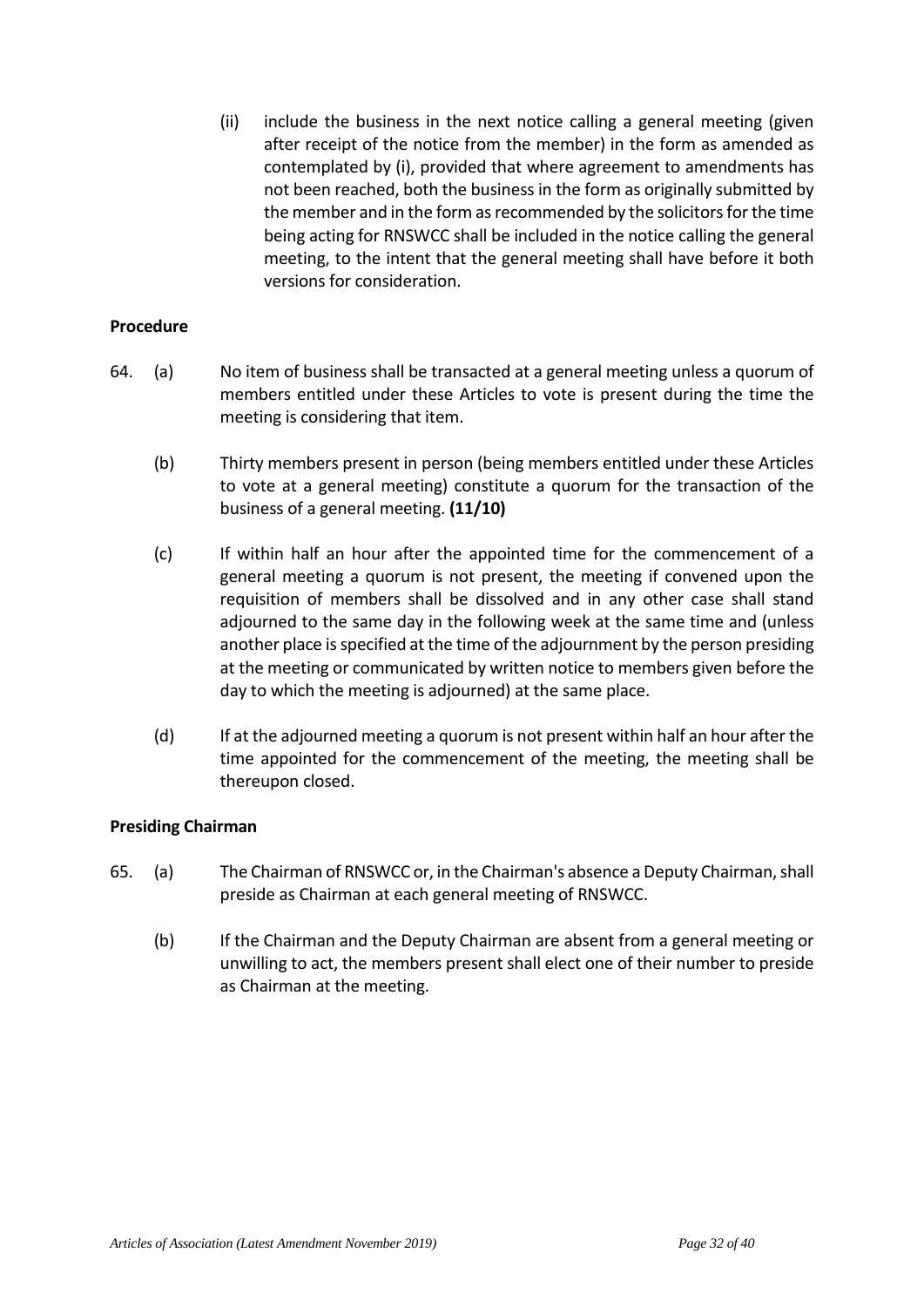(ii) include the business in the next notice calling a general meeting (given after receipt of the notice from the member) in the form as amended as contemplated by (i), provided that where agreement to amendments has not been reached, both the business in the form as originally submitted by the member and in the form as recommended by the solicitors for the time being acting for RNSWCC shall be included in the notice calling the general meeting, to the intent that the general meeting shall have before it both versions for consideration.

**Procedure**

64. (a) No item of business shall be transacted at a general meeting unless a quorum of members entitled under these Articles to vote is present during the time the meeting is considering that item.

(b) Thirty members present in person (being members entitled under these Articles to vote at a general meeting) constitute a quorum for the transaction of the business of a general meeting. **(11/10)**

(c) If within half an hour after the appointed time for the commencement of a general meeting a quorum is not present, the meeting if convened upon the requisition of members shall be dissolved and in any other case shall stand adjourned to the same day in the following week at the same time and (unless another place is specified at the time of the adjournment by the person presiding at the meeting or communicated by written notice to members given before the day to which the meeting is adjourned) at the same place.

(d) If at the adjourned meeting a quorum is not present within half an hour after the time appointed for the commencement of the meeting, the meeting shall be thereupon closed.

**Presiding Chairman**

65. (a) The Chairman of RNSWCC or, in the Chairman's absence a Deputy Chairman, shall preside as Chairman at each general meeting of RNSWCC.

(b) If the Chairman and the Deputy Chairman are absent from a general meeting or unwilling to act, the members present shall elect one of their number to preside as Chairman at the meeting.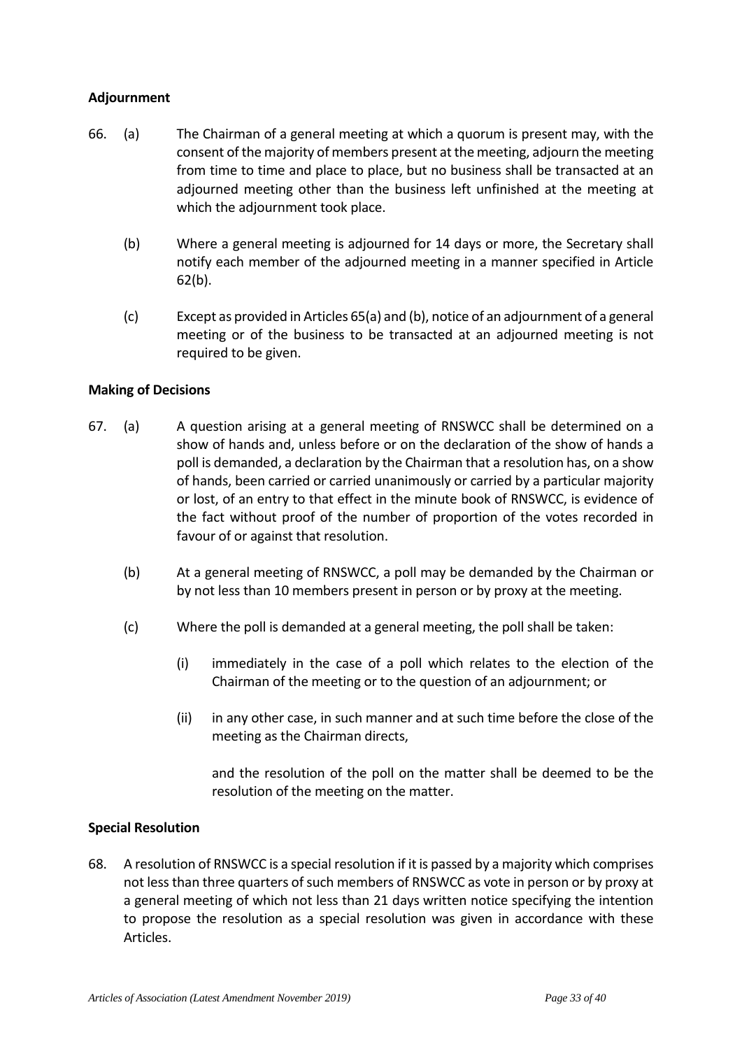**Adjournment**

66. (a) The Chairman of a general meeting at which a quorum is present may, with the consent of the majority of members present at the meeting, adjourn the meeting from time to time and place to place, but no business shall be transacted at an adjourned meeting other than the business left unfinished at the meeting at which the adjournment took place.

    (b) Where a general meeting is adjourned for 14 days or more, the Secretary shall notify each member of the adjourned meeting in a manner specified in Article 62(b).

    (c) Except as provided in Articles 65(a) and (b), notice of an adjournment of a general meeting or of the business to be transacted at an adjourned meeting is not required to be given.

**Making of Decisions**

67. (a) A question arising at a general meeting of RNSWCC shall be determined on a show of hands and, unless before or on the declaration of the show of hands a poll is demanded, a declaration by the Chairman that a resolution has, on a show of hands, been carried or carried unanimously or carried by a particular majority or lost, of an entry to that effect in the minute book of RNSWCC, is evidence of the fact without proof of the number of proportion of the votes recorded in favour of or against that resolution.

    (b) At a general meeting of RNSWCC, a poll may be demanded by the Chairman or by not less than 10 members present in person or by proxy at the meeting.

    (c) Where the poll is demanded at a general meeting, the poll shall be taken:

        (i) immediately in the case of a poll which relates to the election of the Chairman of the meeting or to the question of an adjournment; or

        (ii) in any other case, in such manner and at such time before the close of the meeting as the Chairman directs,

        and the resolution of the poll on the matter shall be deemed to be the resolution of the meeting on the matter.

**Special Resolution**

68. A resolution of RNSWCC is a special resolution if it is passed by a majority which comprises not less than three quarters of such members of RNSWCC as vote in person or by proxy at a general meeting of which not less than 21 days written notice specifying the intention to propose the resolution as a special resolution was given in accordance with these Articles.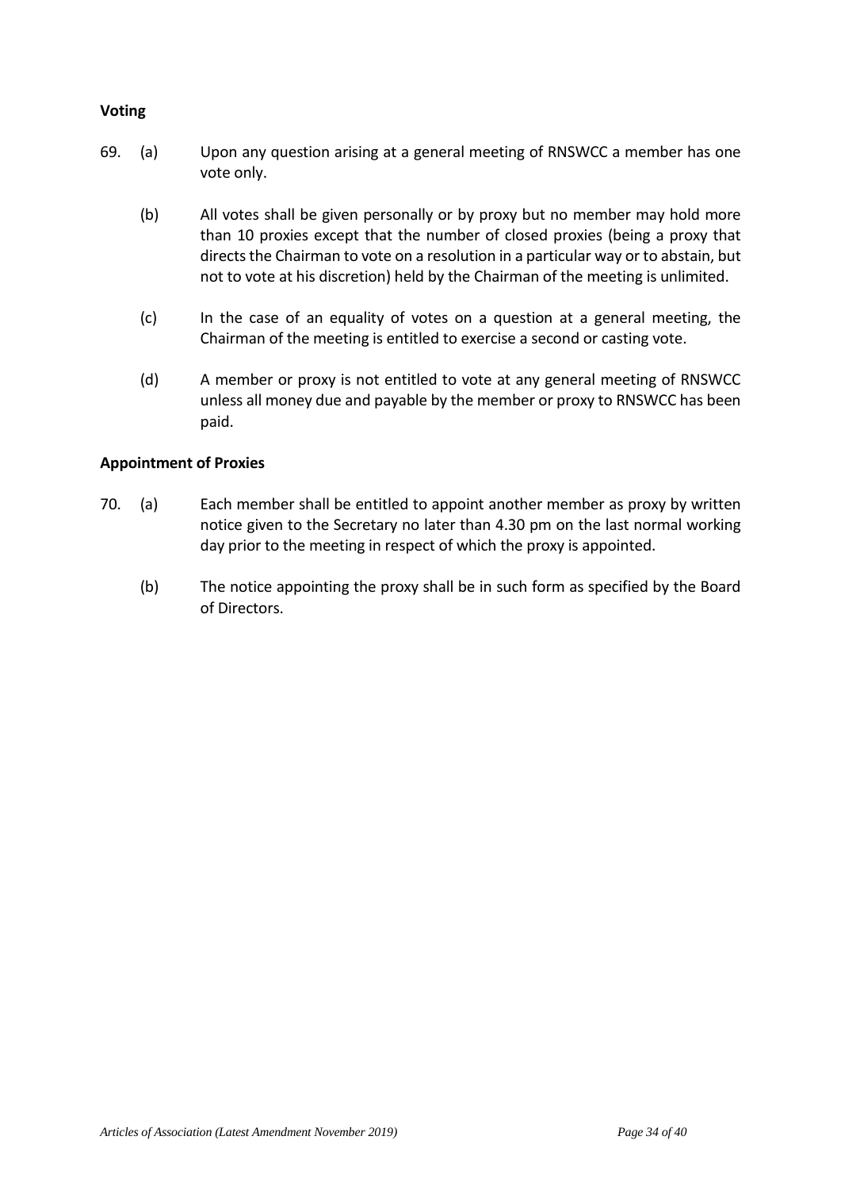**Voting**

69. (a) Upon any question arising at a general meeting of RNSWCC a member has one vote only.

    (b) All votes shall be given personally or by proxy but no member may hold more than 10 proxies except that the number of closed proxies (being a proxy that directs the Chairman to vote on a resolution in a particular way or to abstain, but not to vote at his discretion) held by the Chairman of the meeting is unlimited.

    (c) In the case of an equality of votes on a question at a general meeting, the Chairman of the meeting is entitled to exercise a second or casting vote.

    (d) A member or proxy is not entitled to vote at any general meeting of RNSWCC unless all money due and payable by the member or proxy to RNSWCC has been paid.

**Appointment of Proxies**

70. (a) Each member shall be entitled to appoint another member as proxy by written notice given to the Secretary no later than 4.30 pm on the last normal working day prior to the meeting in respect of which the proxy is appointed.

    (b) The notice appointing the proxy shall be in such form as specified by the Board of Directors.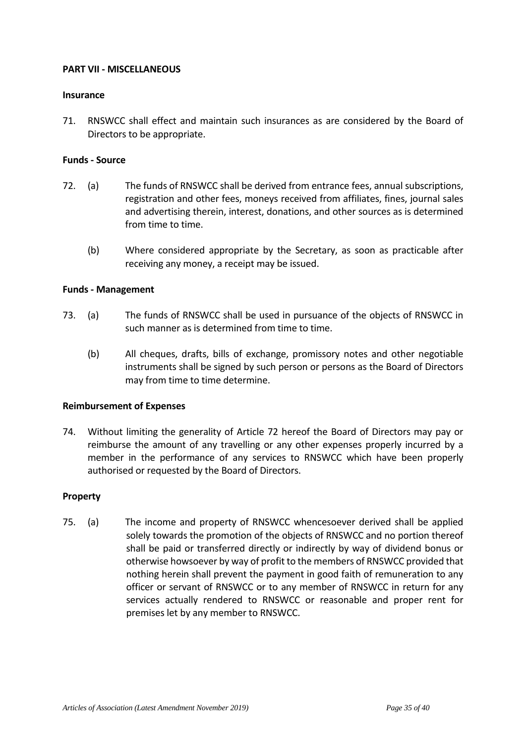**PART VII - MISCELLANEOUS**

**Insurance**

71. RNSWCC shall effect and maintain such insurances as are considered by the Board of Directors to be appropriate.

**Funds - Source**

72. (a) The funds of RNSWCC shall be derived from entrance fees, annual subscriptions, registration and other fees, moneys received from affiliates, fines, journal sales and advertising therein, interest, donations, and other sources as is determined from time to time.

    (b) Where considered appropriate by the Secretary, as soon as practicable after receiving any money, a receipt may be issued.

**Funds - Management**

73. (a) The funds of RNSWCC shall be used in pursuance of the objects of RNSWCC in such manner as is determined from time to time.

    (b) All cheques, drafts, bills of exchange, promissory notes and other negotiable instruments shall be signed by such person or persons as the Board of Directors may from time to time determine.

**Reimbursement of Expenses**

74. Without limiting the generality of Article 72 hereof the Board of Directors may pay or reimburse the amount of any travelling or any other expenses properly incurred by a member in the performance of any services to RNSWCC which have been properly authorised or requested by the Board of Directors.

**Property**

75. (a) The income and property of RNSWCC whencesoever derived shall be applied solely towards the promotion of the objects of RNSWCC and no portion thereof shall be paid or transferred directly or indirectly by way of dividend bonus or otherwise howsoever by way of profit to the members of RNSWCC provided that nothing herein shall prevent the payment in good faith of remuneration to any officer or servant of RNSWCC or to any member of RNSWCC in return for any services actually rendered to RNSWCC or reasonable and proper rent for premises let by any member to RNSWCC.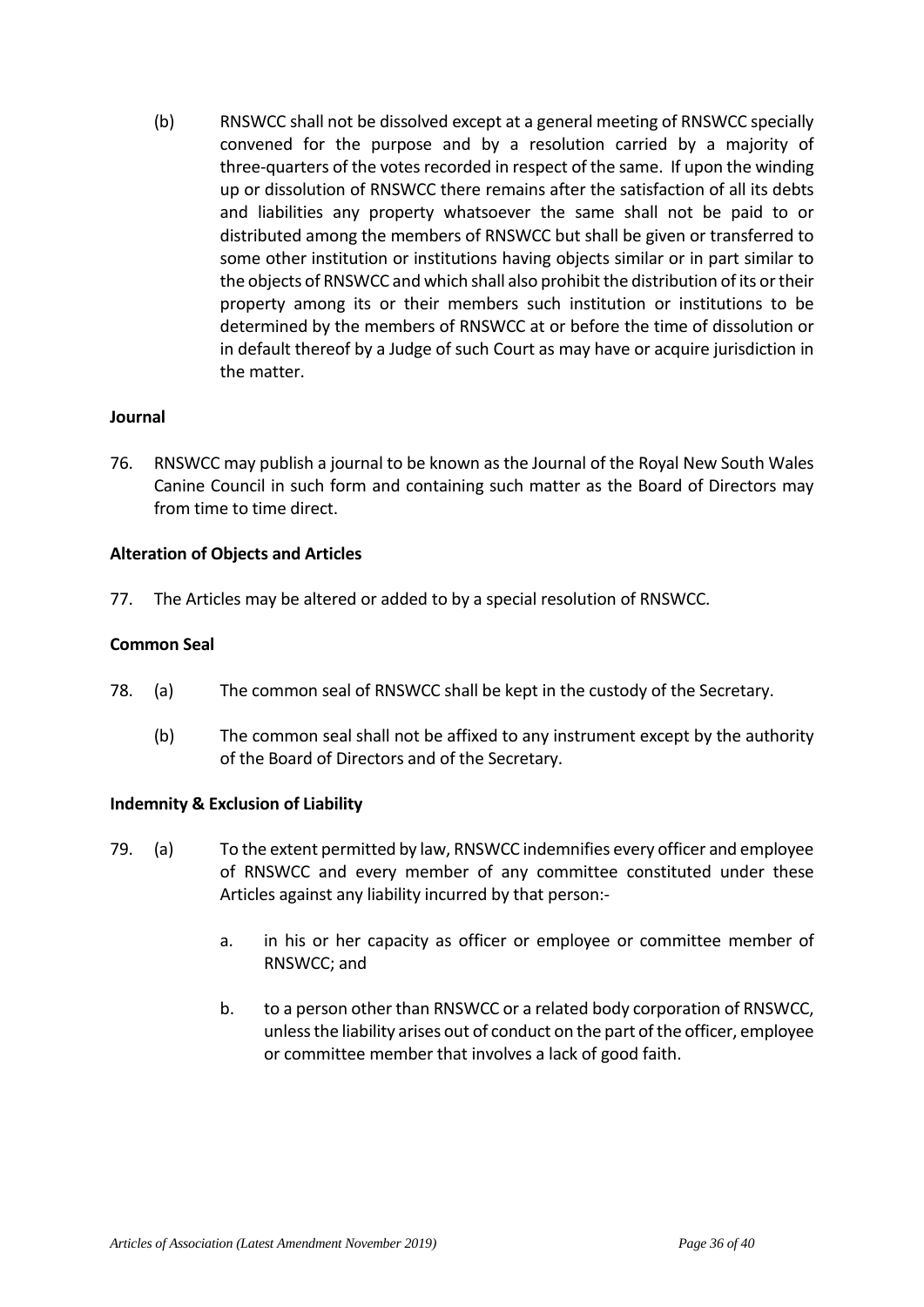(b) RNSWCC shall not be dissolved except at a general meeting of RNSWCC specially convened for the purpose and by a resolution carried by a majority of three-quarters of the votes recorded in respect of the same. If upon the winding up or dissolution of RNSWCC there remains after the satisfaction of all its debts and liabilities any property whatsoever the same shall not be paid to or distributed among the members of RNSWCC but shall be given or transferred to some other institution or institutions having objects similar or in part similar to the objects of RNSWCC and which shall also prohibit the distribution of its or their property among its or their members such institution or institutions to be determined by the members of RNSWCC at or before the time of dissolution or in default thereof by a Judge of such Court as may have or acquire jurisdiction in the matter.

**Journal**

76. RNSWCC may publish a journal to be known as the Journal of the Royal New South Wales Canine Council in such form and containing such matter as the Board of Directors may from time to time direct.

**Alteration of Objects and Articles**

77. The Articles may be altered or added to by a special resolution of RNSWCC.

**Common Seal**

78. (a) The common seal of RNSWCC shall be kept in the custody of the Secretary.

    (b) The common seal shall not be affixed to any instrument except by the authority of the Board of Directors and of the Secretary.

**Indemnity & Exclusion of Liability**

79. (a) To the extent permitted by law, RNSWCC indemnifies every officer and employee of RNSWCC and every member of any committee constituted under these Articles against any liability incurred by that person:-

    a. in his or her capacity as officer or employee or committee member of RNSWCC; and

    b. to a person other than RNSWCC or a related body corporation of RNSWCC, unless the liability arises out of conduct on the part of the officer, employee or committee member that involves a lack of good faith.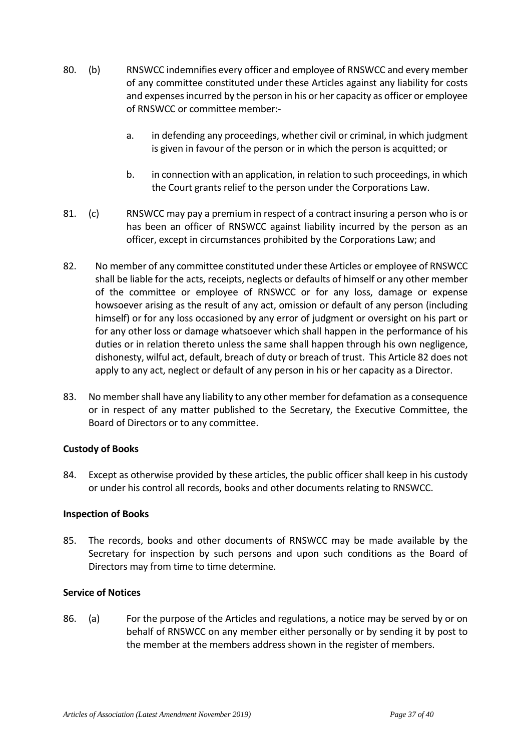80. (b) RNSWCC indemnifies every officer and employee of RNSWCC and every member of any committee constituted under these Articles against any liability for costs and expenses incurred by the person in his or her capacity as officer or employee of RNSWCC or committee member:-

    a. in defending any proceedings, whether civil or criminal, in which judgment is given in favour of the person or in which the person is acquitted; or

    b. in connection with an application, in relation to such proceedings, in which the Court grants relief to the person under the Corporations Law.

81. (c) RNSWCC may pay a premium in respect of a contract insuring a person who is or has been an officer of RNSWCC against liability incurred by the person as an officer, except in circumstances prohibited by the Corporations Law; and

82. No member of any committee constituted under these Articles or employee of RNSWCC shall be liable for the acts, receipts, neglects or defaults of himself or any other member of the committee or employee of RNSWCC or for any loss, damage or expense howsoever arising as the result of any act, omission or default of any person (including himself) or for any loss occasioned by any error of judgment or oversight on his part or for any other loss or damage whatsoever which shall happen in the performance of his duties or in relation thereto unless the same shall happen through his own negligence, dishonesty, wilful act, default, breach of duty or breach of trust. This Article 82 does not apply to any act, neglect or default of any person in his or her capacity as a Director.

83. No member shall have any liability to any other member for defamation as a consequence or in respect of any matter published to the Secretary, the Executive Committee, the Board of Directors or to any committee.

**Custody of Books**

84. Except as otherwise provided by these articles, the public officer shall keep in his custody or under his control all records, books and other documents relating to RNSWCC.

**Inspection of Books**

85. The records, books and other documents of RNSWCC may be made available by the Secretary for inspection by such persons and upon such conditions as the Board of Directors may from time to time determine.

**Service of Notices**

86. (a) For the purpose of the Articles and regulations, a notice may be served by or on behalf of RNSWCC on any member either personally or by sending it by post to the member at the members address shown in the register of members.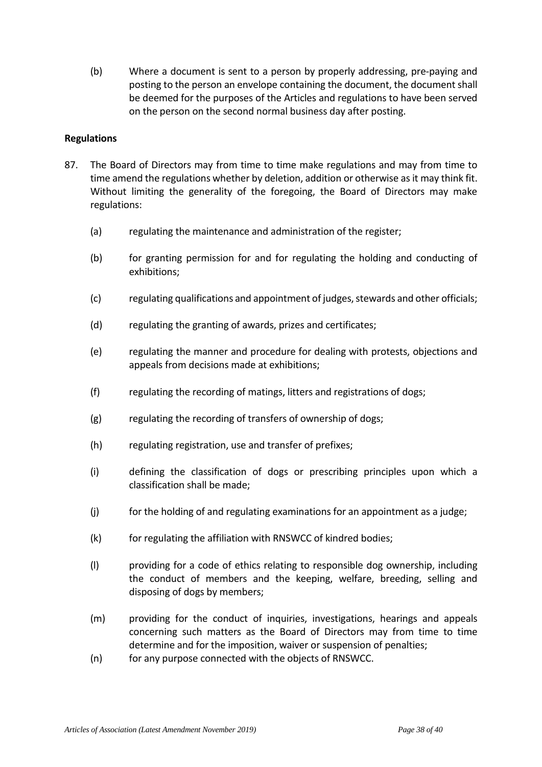(b) Where a document is sent to a person by properly addressing, pre-paying and posting to the person an envelope containing the document, the document shall be deemed for the purposes of the Articles and regulations to have been served on the person on the second normal business day after posting.

**Regulations**

87. The Board of Directors may from time to time make regulations and may from time to time amend the regulations whether by deletion, addition or otherwise as it may think fit. Without limiting the generality of the foregoing, the Board of Directors may make regulations:

    (a) regulating the maintenance and administration of the register;

    (b) for granting permission for and for regulating the holding and conducting of exhibitions;

    (c) regulating qualifications and appointment of judges, stewards and other officials;

    (d) regulating the granting of awards, prizes and certificates;

    (e) regulating the manner and procedure for dealing with protests, objections and appeals from decisions made at exhibitions;

    (f) regulating the recording of matings, litters and registrations of dogs;

    (g) regulating the recording of transfers of ownership of dogs;

    (h) regulating registration, use and transfer of prefixes;

    (i) defining the classification of dogs or prescribing principles upon which a classification shall be made;

    (j) for the holding of and regulating examinations for an appointment as a judge;

    (k) for regulating the affiliation with RNSWCC of kindred bodies;

    (l) providing for a code of ethics relating to responsible dog ownership, including the conduct of members and the keeping, welfare, breeding, selling and disposing of dogs by members;

    (m) providing for the conduct of inquiries, investigations, hearings and appeals concerning such matters as the Board of Directors may from time to time determine and for the imposition, waiver or suspension of penalties;

    (n) for any purpose connected with the objects of RNSWCC.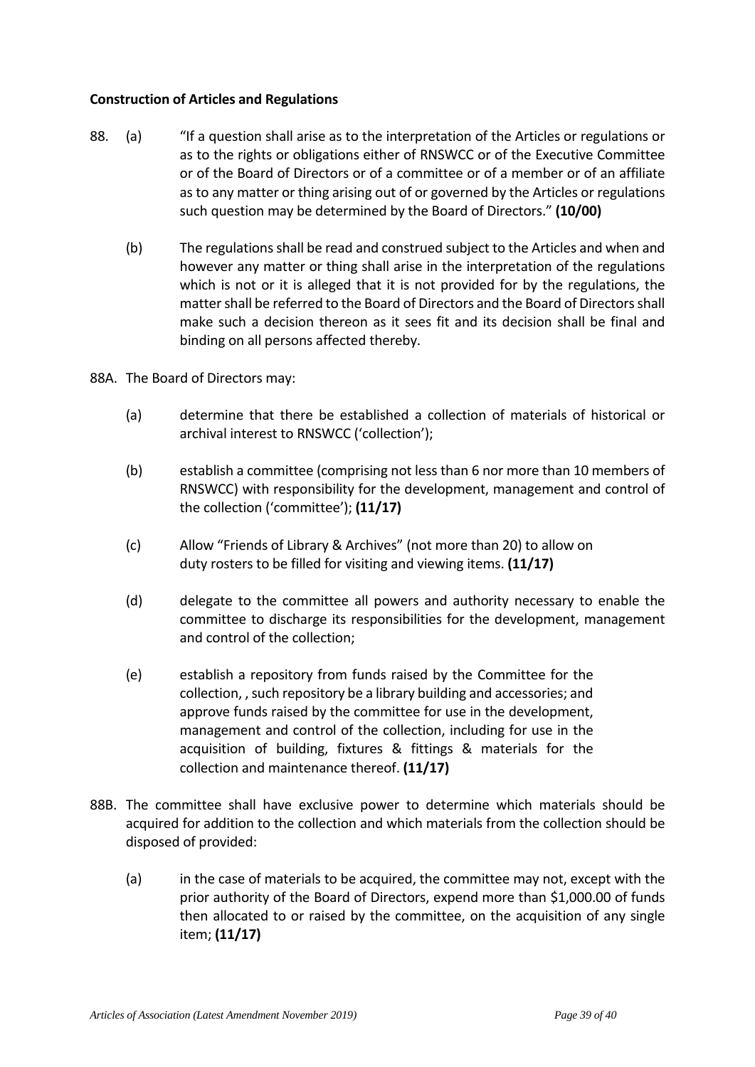**Construction of Articles and Regulations**

88. (a) "If a question shall arise as to the interpretation of the Articles or regulations or as to the rights or obligations either of RNSWCC or of the Executive Committee or of the Board of Directors or of a committee or of a member or of an affiliate as to any matter or thing arising out of or governed by the Articles or regulations such question may be determined by the Board of Directors." **(10/00)**

    (b) The regulations shall be read and construed subject to the Articles and when and however any matter or thing shall arise in the interpretation of the regulations which is not or it is alleged that it is not provided for by the regulations, the matter shall be referred to the Board of Directors and the Board of Directors shall make such a decision thereon as it sees fit and its decision shall be final and binding on all persons affected thereby.

88A. The Board of Directors may:

    (a) determine that there be established a collection of materials of historical or archival interest to RNSWCC ('collection');

    (b) establish a committee (comprising not less than 6 nor more than 10 members of RNSWCC) with responsibility for the development, management and control of the collection ('committee'); **(11/17)**

    (c) Allow "Friends of Library & Archives" (not more than 20) to allow on duty rosters to be filled for visiting and viewing items. **(11/17)**

    (d) delegate to the committee all powers and authority necessary to enable the committee to discharge its responsibilities for the development, management and control of the collection;

    (e) establish a repository from funds raised by the Committee for the collection, , such repository be a library building and accessories; and approve funds raised by the committee for use in the development, management and control of the collection, including for use in the acquisition of building, fixtures & fittings & materials for the collection and maintenance thereof. **(11/17)**

88B. The committee shall have exclusive power to determine which materials should be acquired for addition to the collection and which materials from the collection should be disposed of provided:

    (a) in the case of materials to be acquired, the committee may not, except with the prior authority of the Board of Directors, expend more than $1,000.00 of funds then allocated to or raised by the committee, on the acquisition of any single item; **(11/17)**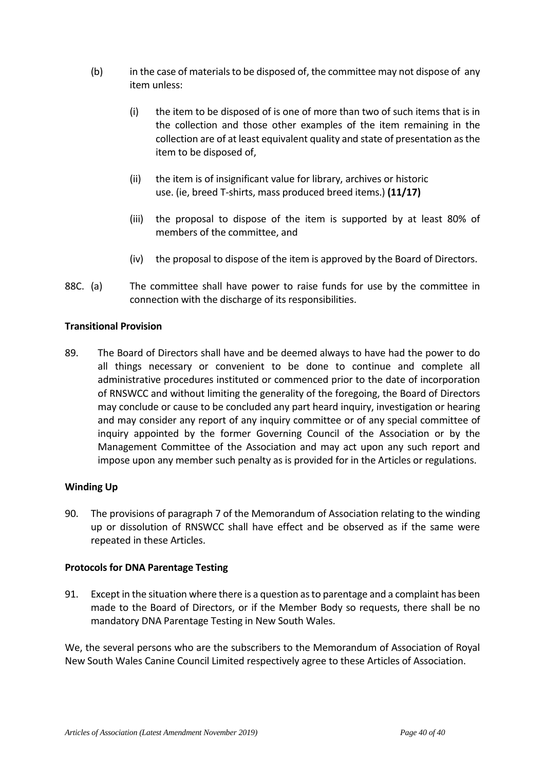(b) in the case of materials to be disposed of, the committee may not dispose of any item unless:

   (i) the item to be disposed of is one of more than two of such items that is in the collection and those other examples of the item remaining in the collection are of at least equivalent quality and state of presentation as the item to be disposed of,

   (ii) the item is of insignificant value for library, archives or historic use. (ie, breed T-shirts, mass produced breed items.) **(11/17)**

   (iii) the proposal to dispose of the item is supported by at least 80% of members of the committee, and

   (iv) the proposal to dispose of the item is approved by the Board of Directors.

88C. (a) The committee shall have power to raise funds for use by the committee in connection with the discharge of its responsibilities.

**Transitional Provision**

89. The Board of Directors shall have and be deemed always to have had the power to do all things necessary or convenient to be done to continue and complete all administrative procedures instituted or commenced prior to the date of incorporation of RNSWCC and without limiting the generality of the foregoing, the Board of Directors may conclude or cause to be concluded any part heard inquiry, investigation or hearing and may consider any report of any inquiry committee or of any special committee of inquiry appointed by the former Governing Council of the Association or by the Management Committee of the Association and may act upon any such report and impose upon any member such penalty as is provided for in the Articles or regulations.

**Winding Up**

90. The provisions of paragraph 7 of the Memorandum of Association relating to the winding up or dissolution of RNSWCC shall have effect and be observed as if the same were repeated in these Articles.

**Protocols for DNA Parentage Testing**

91. Except in the situation where there is a question as to parentage and a complaint has been made to the Board of Directors, or if the Member Body so requests, there shall be no mandatory DNA Parentage Testing in New South Wales.

We, the several persons who are the subscribers to the Memorandum of Association of Royal New South Wales Canine Council Limited respectively agree to these Articles of Association.